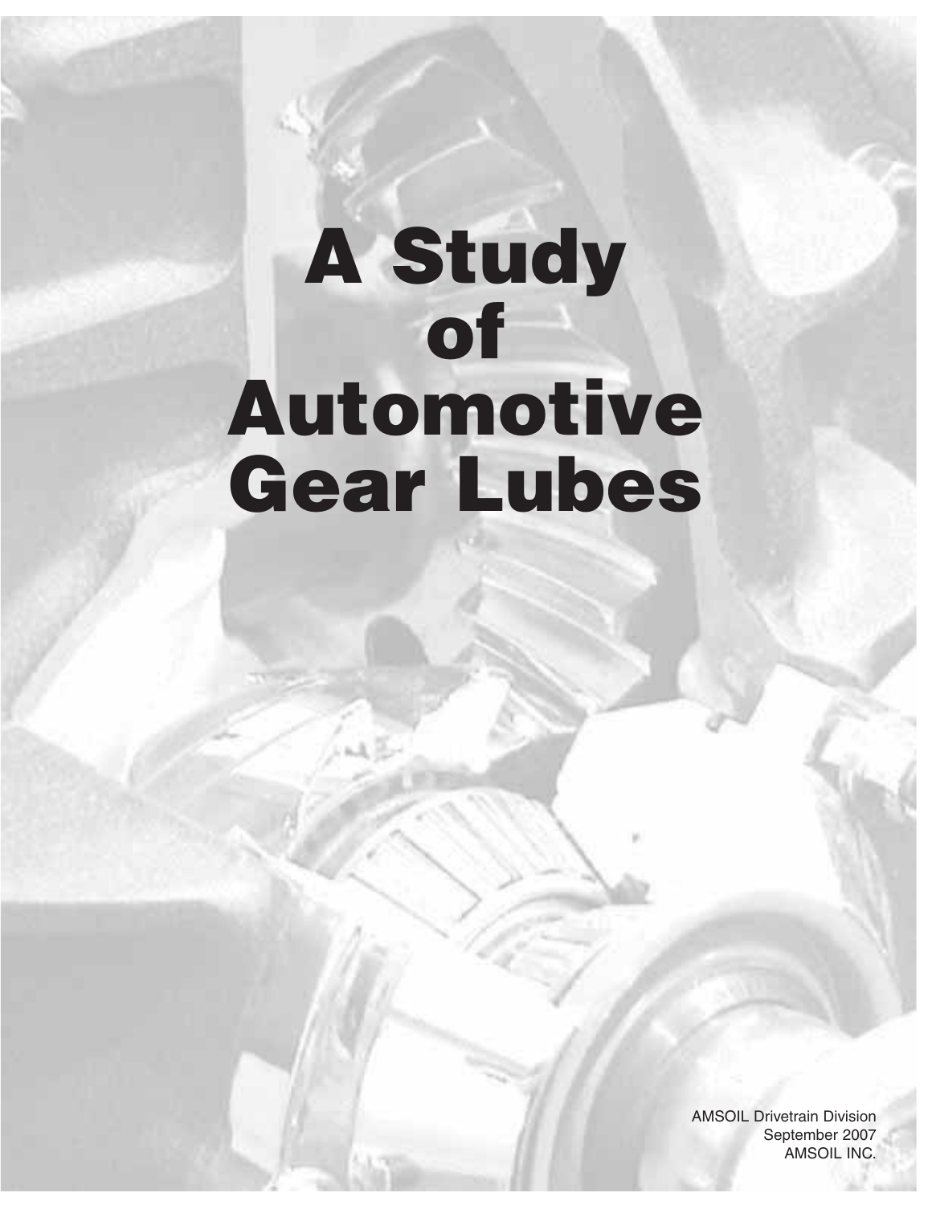# A Study of Automotive Gear Lubes

AMSOIL Drivetrain Division
September 2007
AMSOIL INC.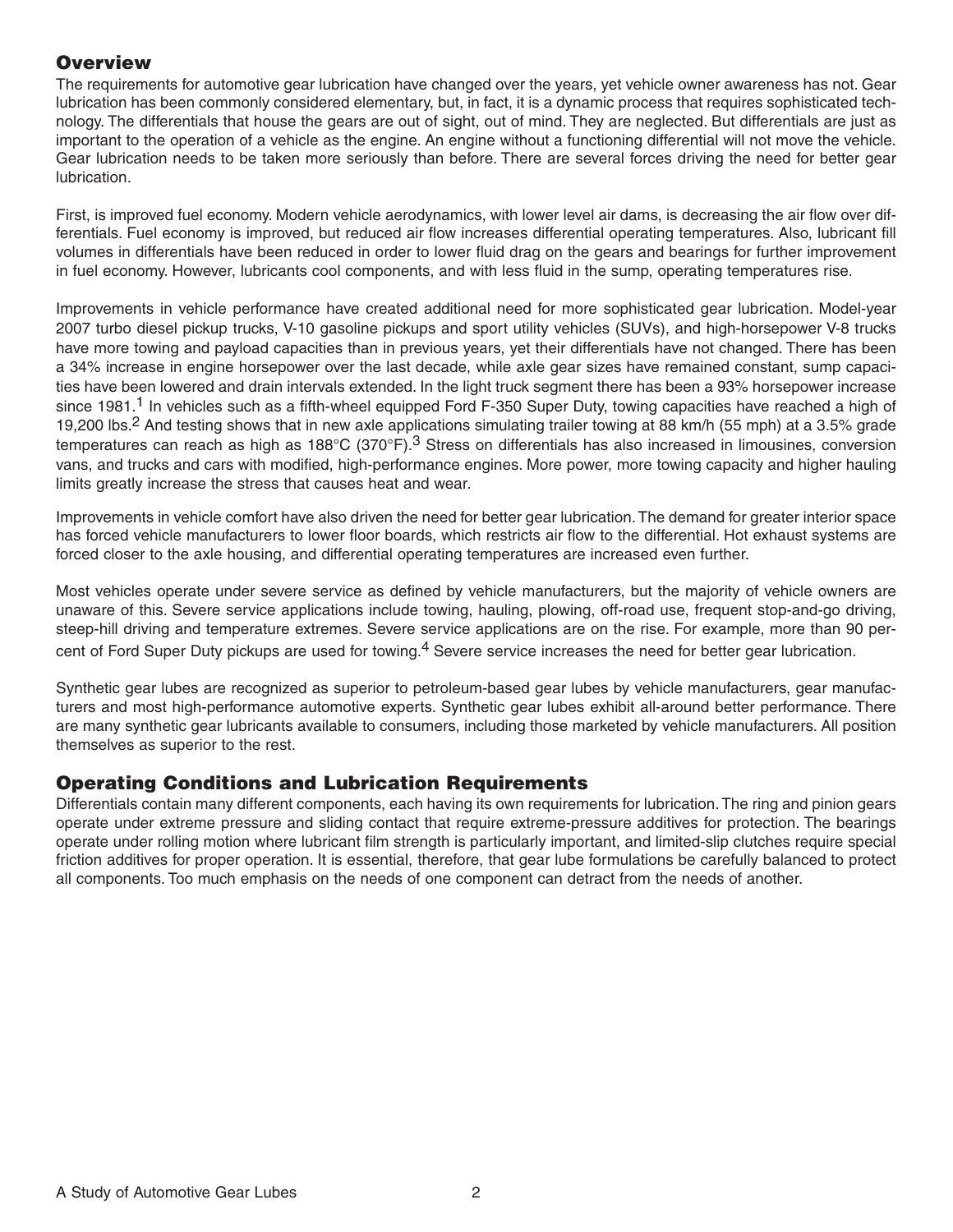## Overview

The requirements for automotive gear lubrication have changed over the years, yet vehicle owner awareness has not. Gear lubrication has been commonly considered elementary, but, in fact, it is a dynamic process that requires sophisticated technology. The differentials that house the gears are out of sight, out of mind. They are neglected. But differentials are just as important to the operation of a vehicle as the engine. An engine without a functioning differential will not move the vehicle. Gear lubrication needs to be taken more seriously than before. There are several forces driving the need for better gear lubrication.

First, is improved fuel economy. Modern vehicle aerodynamics, with lower level air dams, is decreasing the air flow over differentials. Fuel economy is improved, but reduced air flow increases differential operating temperatures. Also, lubricant fill volumes in differentials have been reduced in order to lower fluid drag on the gears and bearings for further improvement in fuel economy. However, lubricants cool components, and with less fluid in the sump, operating temperatures rise.

Improvements in vehicle performance have created additional need for more sophisticated gear lubrication. Model-year 2007 turbo diesel pickup trucks, V-10 gasoline pickups and sport utility vehicles (SUVs), and high-horsepower V-8 trucks have more towing and payload capacities than in previous years, yet their differentials have not changed. There has been a 34% increase in engine horsepower over the last decade, while axle gear sizes have remained constant, sump capacities have been lowered and drain intervals extended. In the light truck segment there has been a 93% horsepower increase since 1981.[1] In vehicles such as a fifth-wheel equipped Ford F-350 Super Duty, towing capacities have reached a high of 19,200 lbs.[2] And testing shows that in new axle applications simulating trailer towing at 88 km/h (55 mph) at a 3.5% grade temperatures can reach as high as 188°C (370°F).[3] Stress on differentials has also increased in limousines, conversion vans, and trucks and cars with modified, high-performance engines. More power, more towing capacity and higher hauling limits greatly increase the stress that causes heat and wear.

Improvements in vehicle comfort have also driven the need for better gear lubrication. The demand for greater interior space has forced vehicle manufacturers to lower floor boards, which restricts air flow to the differential. Hot exhaust systems are forced closer to the axle housing, and differential operating temperatures are increased even further.

Most vehicles operate under severe service as defined by vehicle manufacturers, but the majority of vehicle owners are unaware of this. Severe service applications include towing, hauling, plowing, off-road use, frequent stop-and-go driving, steep-hill driving and temperature extremes. Severe service applications are on the rise. For example, more than 90 percent of Ford Super Duty pickups are used for towing.[4] Severe service increases the need for better gear lubrication.

Synthetic gear lubes are recognized as superior to petroleum-based gear lubes by vehicle manufacturers, gear manufacturers and most high-performance automotive experts. Synthetic gear lubes exhibit all-around better performance. There are many synthetic gear lubricants available to consumers, including those marketed by vehicle manufacturers. All position themselves as superior to the rest.

## Operating Conditions and Lubrication Requirements

Differentials contain many different components, each having its own requirements for lubrication. The ring and pinion gears operate under extreme pressure and sliding contact that require extreme-pressure additives for protection. The bearings operate under rolling motion where lubricant film strength is particularly important, and limited-slip clutches require special friction additives for proper operation. It is essential, therefore, that gear lube formulations be carefully balanced to protect all components. Too much emphasis on the needs of one component can detract from the needs of another.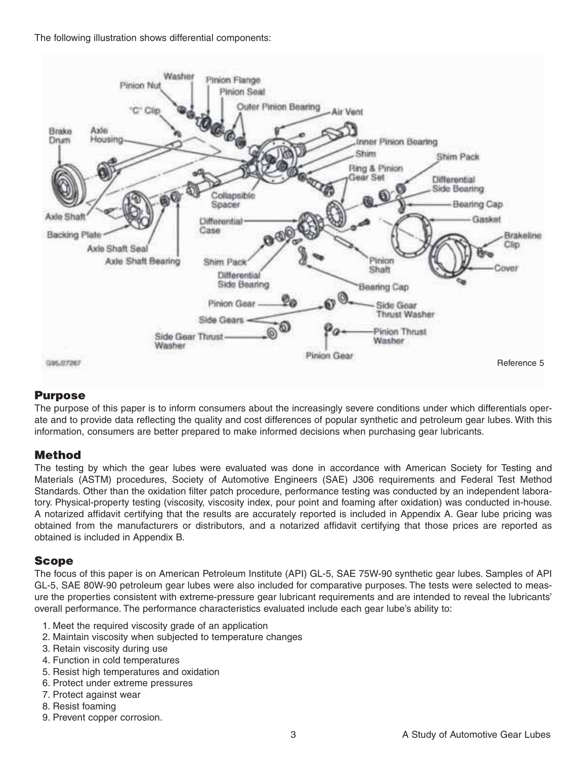The following illustration shows differential components:

## Purpose

The purpose of this paper is to inform consumers about the increasingly severe conditions under which differentials operate and to provide data reflecting the quality and cost differences of popular synthetic and petroleum gear lubes. With this information, consumers are better prepared to make informed decisions when purchasing gear lubricants.

## Method

The testing by which the gear lubes were evaluated was done in accordance with American Society for Testing and Materials (ASTM) procedures, Society of Automotive Engineers (SAE) J306 requirements and Federal Test Method Standards. Other than the oxidation filter patch procedure, performance testing was conducted by an independent laboratory. Physical-property testing (viscosity, viscosity index, pour point and foaming after oxidation) was conducted in-house. A notarized affidavit certifying that the results are accurately reported is included in Appendix A. Gear lube pricing was obtained from the manufacturers or distributors, and a notarized affidavit certifying that those prices are reported as obtained is included in Appendix B.

## Scope

The focus of this paper is on American Petroleum Institute (API) GL-5, SAE 75W-90 synthetic gear lubes. Samples of API GL-5, SAE 80W-90 petroleum gear lubes were also included for comparative purposes. The tests were selected to measure the properties consistent with extreme-pressure gear lubricant requirements and are intended to reveal the lubricants' overall performance. The performance characteristics evaluated include each gear lube's ability to:

1. Meet the required viscosity grade of an application
2. Maintain viscosity when subjected to temperature changes
3. Retain viscosity during use
4. Function in cold temperatures
5. Resist high temperatures and oxidation
6. Protect under extreme pressures
7. Protect against wear
8. Resist foaming
9. Prevent copper corrosion.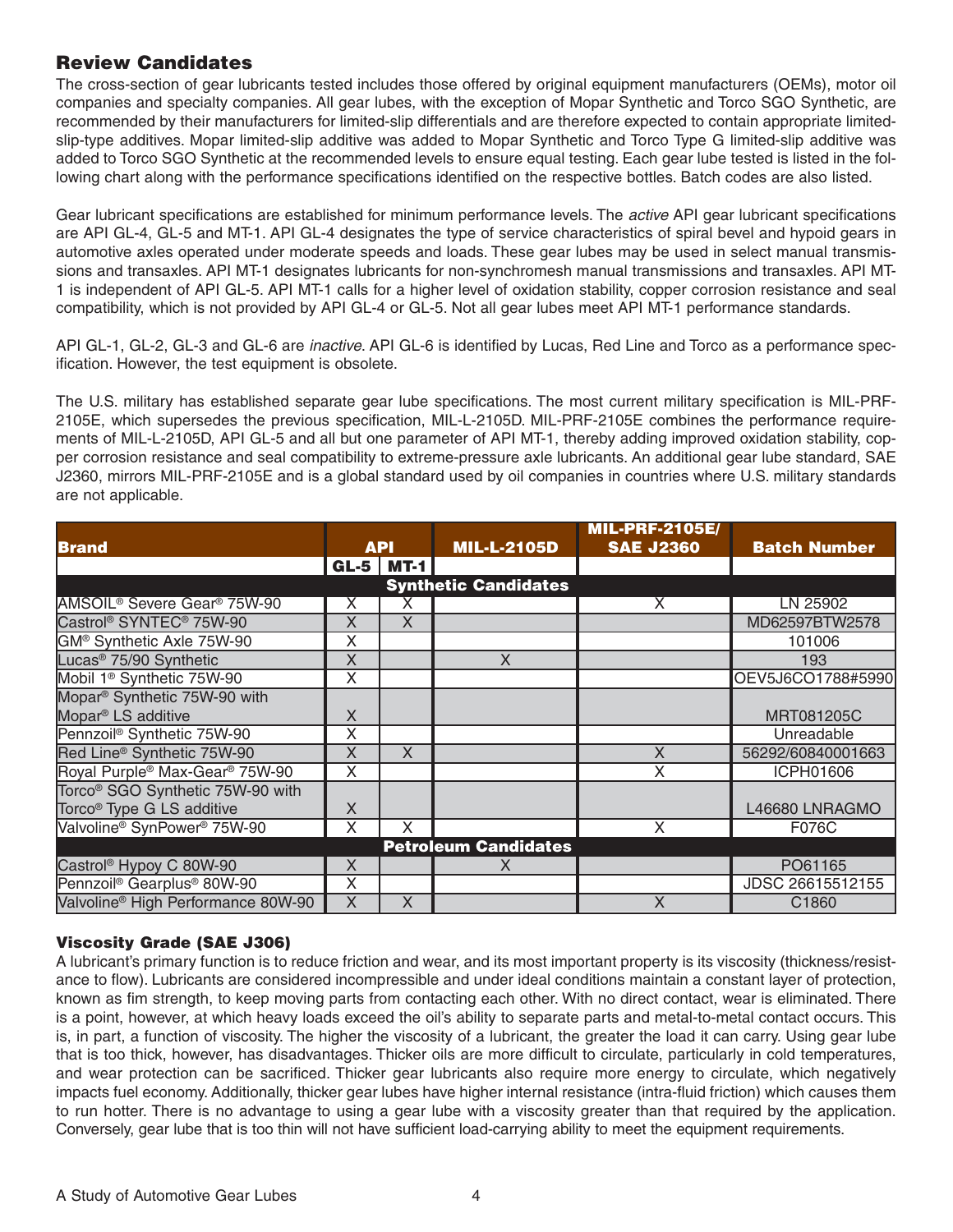## Review Candidates

The cross-section of gear lubricants tested includes those offered by original equipment manufacturers (OEMs), motor oil companies and specialty companies. All gear lubes, with the exception of Mopar Synthetic and Torco SGO Synthetic, are recommended by their manufacturers for limited-slip differentials and are therefore expected to contain appropriate limited-slip-type additives. Mopar limited-slip additive was added to Mopar Synthetic and Torco Type G limited-slip additive was added to Torco SGO Synthetic at the recommended levels to ensure equal testing. Each gear lube tested is listed in the following chart along with the performance specifications identified on the respective bottles. Batch codes are also listed.

Gear lubricant specifications are established for minimum performance levels. The *active* API gear lubricant specifications are API GL-4, GL-5 and MT-1. API GL-4 designates the type of service characteristics of spiral bevel and hypoid gears in automotive axles operated under moderate speeds and loads. These gear lubes may be used in select manual transmissions and transaxles. API MT-1 designates lubricants for non-synchromesh manual transmissions and transaxles. API MT-1 is independent of API GL-5. API MT-1 calls for a higher level of oxidation stability, copper corrosion resistance and seal compatibility, which is not provided by API GL-4 or GL-5. Not all gear lubes meet API MT-1 performance standards.

API GL-1, GL-2, GL-3 and GL-6 are *inactive*. API GL-6 is identified by Lucas, Red Line and Torco as a performance specification. However, the test equipment is obsolete.

The U.S. military has established separate gear lube specifications. The most current military specification is MIL-PRF-2105E, which supersedes the previous specification, MIL-L-2105D. MIL-PRF-2105E combines the performance requirements of MIL-L-2105D, API GL-5 and all but one parameter of API MT-1, thereby adding improved oxidation stability, copper corrosion resistance and seal compatibility to extreme-pressure axle lubricants. An additional gear lube standard, SAE J2360, mirrors MIL-PRF-2105E and is a global standard used by oil companies in countries where U.S. military standards are not applicable.

| Brand | API | | MIL-L-2105D | MIL-PRF-2105E/ SAE J2360 | Batch Number |
|---|---|---|---|---|---|
| | GL-5 | MT-1 | | | |
| **Synthetic Candidates** | | | | | |
| AMSOIL® Severe Gear® 75W-90 | X | X | | X | LN 25902 |
| Castrol® SYNTEC® 75W-90 | X | X | | | MD62597BTW2578 |
| GM® Synthetic Axle 75W-90 | X | | | | 101006 |
| Lucas® 75/90 Synthetic | X | | X | | 193 |
| Mobil 1® Synthetic 75W-90 | X | | | | OEV5J6CO1788#5990 |
| Mopar® Synthetic 75W-90 with Mopar® LS additive | X | | | | MRT081205C |
| Pennzoil® Synthetic 75W-90 | X | | | | Unreadable |
| Red Line® Synthetic 75W-90 | X | X | | X | 56292/60840001663 |
| Royal Purple® Max-Gear® 75W-90 | X | | | X | ICPH01606 |
| Torco® SGO Synthetic 75W-90 with Torco® Type G LS additive | X | | | | L46680 LNRAGMO |
| Valvoline® SynPower® 75W-90 | X | X | | X | F076C |
| **Petroleum Candidates** | | | | | |
| Castrol® Hypoy C 80W-90 | X | | X | | PO61165 |
| Pennzoil® Gearplus® 80W-90 | X | | | | JDSC 26615512155 |
| Valvoline® High Performance 80W-90 | X | X | | X | C1860 |

### Viscosity Grade (SAE J306)

A lubricant's primary function is to reduce friction and wear, and its most important property is its viscosity (thickness/resistance to flow). Lubricants are considered incompressible and under ideal conditions maintain a constant layer of protection, known as fim strength, to keep moving parts from contacting each other. With no direct contact, wear is eliminated. There is a point, however, at which heavy loads exceed the oil's ability to separate parts and metal-to-metal contact occurs. This is, in part, a function of viscosity. The higher the viscosity of a lubricant, the greater the load it can carry. Using gear lube that is too thick, however, has disadvantages. Thicker oils are more difficult to circulate, particularly in cold temperatures, and wear protection can be sacrificed. Thicker gear lubricants also require more energy to circulate, which negatively impacts fuel economy. Additionally, thicker gear lubes have higher internal resistance (intra-fluid friction) which causes them to run hotter. There is no advantage to using a gear lube with a viscosity greater than that required by the application. Conversely, gear lube that is too thin will not have sufficient load-carrying ability to meet the equipment requirements.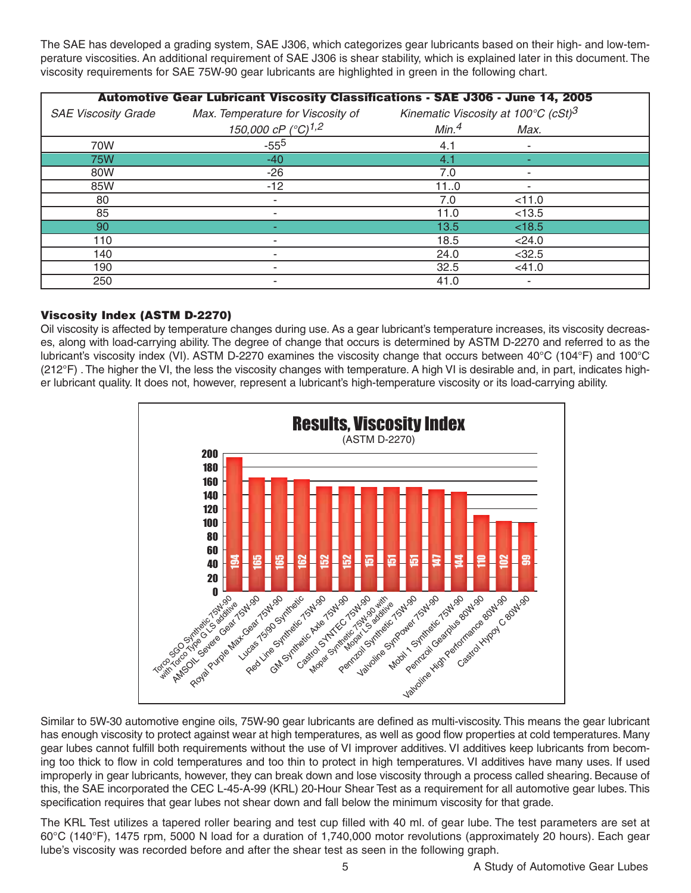The SAE has developed a grading system, SAE J306, which categorizes gear lubricants based on their high- and low-temperature viscosities. An additional requirement of SAE J306 is shear stability, which is explained later in this document. The viscosity requirements for SAE 75W-90 gear lubricants are highlighted in green in the following chart.

**Automotive Gear Lubricant Viscosity Classifications - SAE J306 - June 14, 2005**

| *SAE Viscosity Grade* | *Max. Temperature for Viscosity of 150,000 cP (°C)*[1,2] | *Kinematic Viscosity at 100°C (cSt)*[3] | |
|---|---|---|---|
| | | *Min.*[4] | *Max.* |
| 70W | -55[5] | 4.1 | - |
| 75W | -40 | 4.1 | - |
| 80W | -26 | 7.0 | - |
| 85W | -12 | 11..0 | - |
| 80 | - | 7.0 | <11.0 |
| 85 | - | 11.0 | <13.5 |
| 90 | - | 13.5 | <18.5 |
| 110 | - | 18.5 | <24.0 |
| 140 | - | 24.0 | <32.5 |
| 190 | - | 32.5 | <41.0 |
| 250 | - | 41.0 | - |

### Viscosity Index (ASTM D-2270)

Oil viscosity is affected by temperature changes during use. As a gear lubricant's temperature increases, its viscosity decreases, along with load-carrying ability. The degree of change that occurs is determined by ASTM D-2270 and referred to as the lubricant's viscosity index (VI). ASTM D-2270 examines the viscosity change that occurs between 40°C (104°F) and 100°C (212°F) . The higher the VI, the less the viscosity changes with temperature. A high VI is desirable and, in part, indicates higher lubricant quality. It does not, however, represent a lubricant's high-temperature viscosity or its load-carrying ability.

**Results, Viscosity Index**
(ASTM D-2270)

| Lubricant | Viscosity Index |
|---|---|
| Torco SGO Synthetic 75W-90 with Torco Type G LS additive | 194 |
| AMSOIL Severe Gear 75W-90 | 165 |
| Royal Purple Max-Gear 75W-90 | 165 |
| Lucas 75/90 Synthetic | 162 |
| Red Line Synthetic 75W-90 | 152 |
| GM Synthetic Axle 75W-90 | 152 |
| Castrol SYNTEC 75W-90 | 151 |
| Mopar Synthetic 75W-90 with Mopar LS additive | 151 |
| Pennzoil Synthetic 75W-90 | 151 |
| Valvoline SynPower 75W-90 | 147 |
| Mobil 1 Synthetic 75W-90 | 144 |
| Pennzoil Gearplus 80W-90 | 110 |
| Valvoline High Performance 80W-90 | 102 |
| Castrol Hypoy C 80W-90 | 99 |

Similar to 5W-30 automotive engine oils, 75W-90 gear lubricants are defined as multi-viscosity. This means the gear lubricant has enough viscosity to protect against wear at high temperatures, as well as good flow properties at cold temperatures. Many gear lubes cannot fulfill both requirements without the use of VI improver additives. VI additives keep lubricants from becoming too thick to flow in cold temperatures and too thin to protect in high temperatures. VI additives have many uses. If used improperly in gear lubricants, however, they can break down and lose viscosity through a process called shearing. Because of this, the SAE incorporated the CEC L-45-A-99 (KRL) 20-Hour Shear Test as a requirement for all automotive gear lubes. This specification requires that gear lubes not shear down and fall below the minimum viscosity for that grade.

The KRL Test utilizes a tapered roller bearing and test cup filled with 40 ml. of gear lube. The test parameters are set at 60°C (140°F), 1475 rpm, 5000 N load for a duration of 1,740,000 motor revolutions (approximately 20 hours). Each gear lube's viscosity was recorded before and after the shear test as seen in the following graph.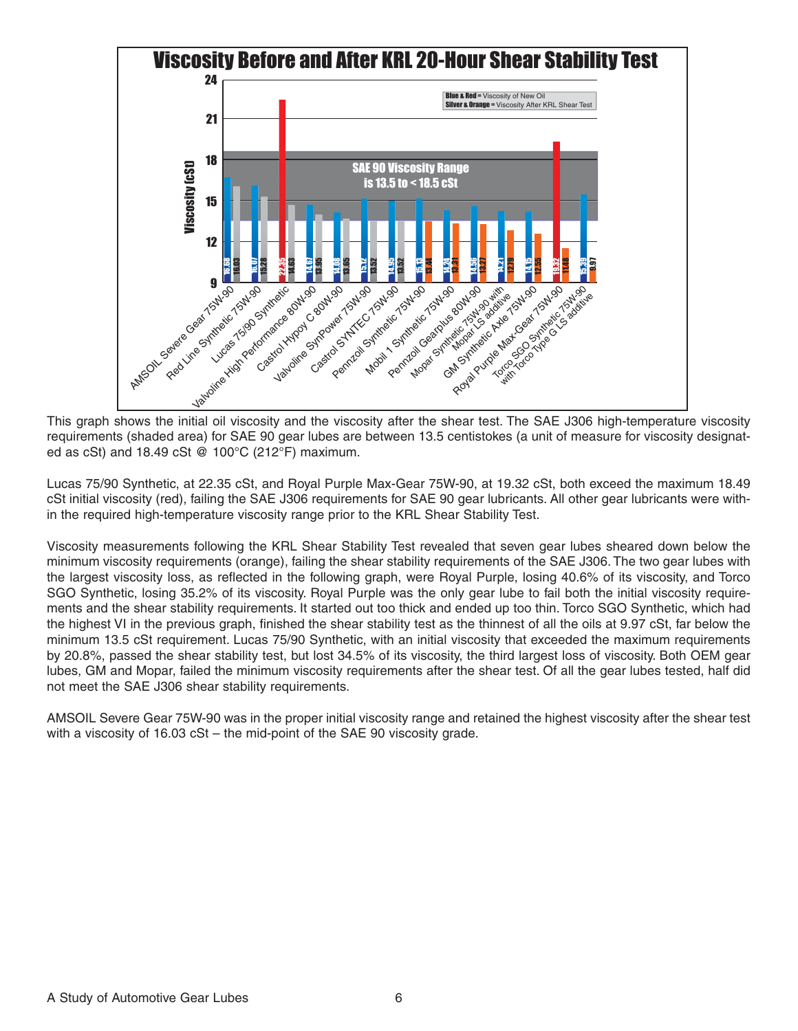## Viscosity Before and After KRL 20-Hour Shear Stability Test

Viscosity (cSt)

**Blue & Red** = Viscosity of New Oil
**Silver & Orange** = Viscosity After KRL Shear Test

SAE 90 Viscosity Range is 13.5 to < 18.5 cSt

| Gear Lube | Viscosity of New Oil (cSt) | Viscosity After KRL Shear Test (cSt) |
| --- | --- | --- |
| AMSOIL Severe Gear 75W-90 | 16.68 | 16.03 |
| Red Line Synthetic 75W-90 | 16.17 | 15.28 |
| Lucas 75/90 Synthetic | 22.35 | 14.63 |
| Valvoline High Performance 80W-90 | 14.67 | 13.95 |
| Castrol Hypoy C 80W-90 | 14.08 | 13.65 |
| Valvoline SynPower 75W-90 | 15.12 | 13.52 |
| Castrol SYNTEC 75W-90 | 14.95 | 13.52 |
| Pennzoil Synthetic 75W-90 | 15.13 | 13.44 |
| Mobil 1 Synthetic 75W-90 | 14.24 | 13.31 |
| Pennzoil Gearplus 80W-90 | 14.56 | 13.27 |
| Mopar Synthetic 75W-90 with Mopar LS additive | 14.21 | 12.79 |
| GM Synthetic Axle 75W-90 | 14.15 | 12.55 |
| Royal Purple Max-Gear 75W-90 | 19.32 | 11.48 |
| Torco SGO Synthetic 75W-90 with Torco Type G LS additive | 15.39 | 9.97 |

This graph shows the initial oil viscosity and the viscosity after the shear test. The SAE J306 high-temperature viscosity requirements (shaded area) for SAE 90 gear lubes are between 13.5 centistokes (a unit of measure for viscosity designated as cSt) and 18.49 cSt @ 100°C (212°F) maximum.

Lucas 75/90 Synthetic, at 22.35 cSt, and Royal Purple Max-Gear 75W-90, at 19.32 cSt, both exceed the maximum 18.49 cSt initial viscosity (red), failing the SAE J306 requirements for SAE 90 gear lubricants. All other gear lubricants were within the required high-temperature viscosity range prior to the KRL Shear Stability Test.

Viscosity measurements following the KRL Shear Stability Test revealed that seven gear lubes sheared down below the minimum viscosity requirements (orange), failing the shear stability requirements of the SAE J306. The two gear lubes with the largest viscosity loss, as reflected in the following graph, were Royal Purple, losing 40.6% of its viscosity, and Torco SGO Synthetic, losing 35.2% of its viscosity. Royal Purple was the only gear lube to fail both the initial viscosity requirements and the shear stability requirements. It started out too thick and ended up too thin. Torco SGO Synthetic, which had the highest VI in the previous graph, finished the shear stability test as the thinnest of all the oils at 9.97 cSt, far below the minimum 13.5 cSt requirement. Lucas 75/90 Synthetic, with an initial viscosity that exceeded the maximum requirements by 20.8%, passed the shear stability test, but lost 34.5% of its viscosity, the third largest loss of viscosity. Both OEM gear lubes, GM and Mopar, failed the minimum viscosity requirements after the shear test. Of all the gear lubes tested, half did not meet the SAE J306 shear stability requirements.

AMSOIL Severe Gear 75W-90 was in the proper initial viscosity range and retained the highest viscosity after the shear test with a viscosity of 16.03 cSt – the mid-point of the SAE 90 viscosity grade.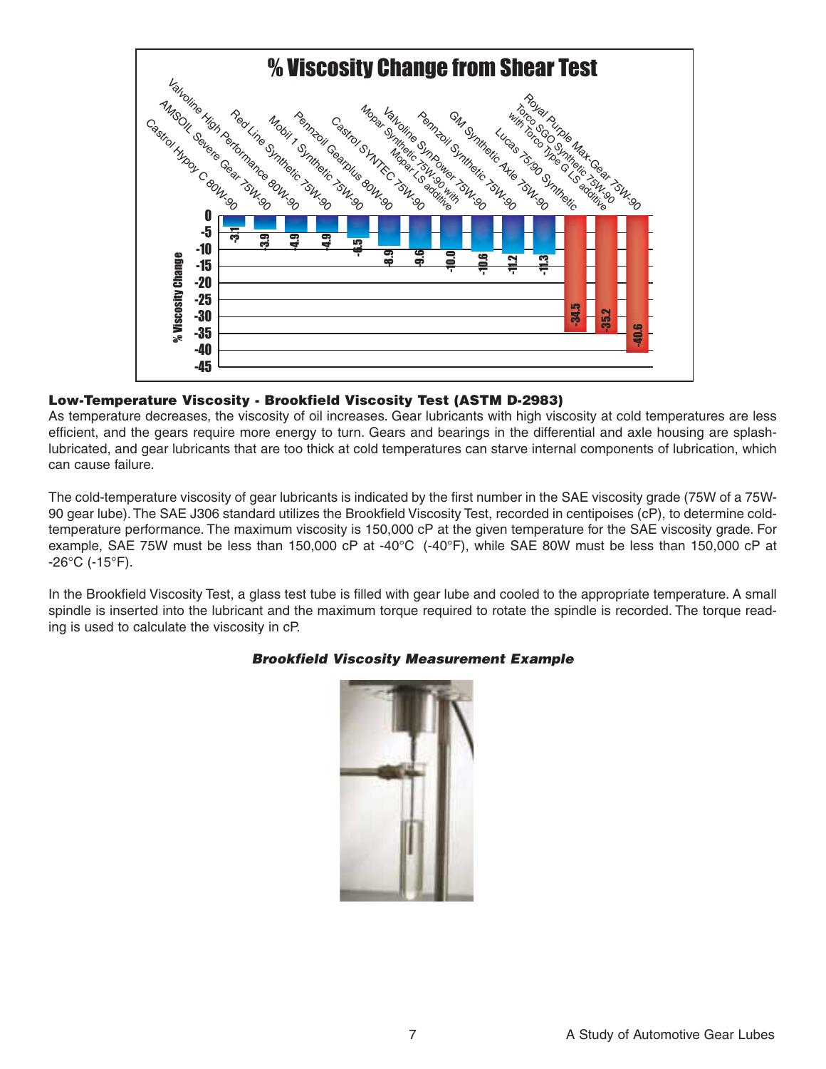## % Viscosity Change from Shear Test

| Gear Lube | % Viscosity Change |
|---|---|
| Castrol Hypoy C 80W-90 | -3.1 |
| AMSOIL Severe Gear 75W-90 | -3.9 |
| Valvoline High Performance 80W-90 | -4.9 |
| Red Line Synthetic 75W-90 | -4.9 |
| Mobil 1 Synthetic 75W-90 | -6.5 |
| Pennzoil Gearplus 80W-90 | -8.9 |
| Castrol SYNTEC 75W-90 | -9.6 |
| Mopar Synthetic 75W-90 with Mopar LS additive | -10.0 |
| Valvoline SynPower 75W-90 | -10.6 |
| Pennzoil Synthetic 75W-90 | -11.2 |
| GM Synthetic Axle 75W-90 | -11.3 |
| Lucas 75/90 Synthetic | -34.5 |
| Torco SGO Synthetic 75W-90 with Torco Type G LS additive | -35.2 |
| Royal Purple Max-Gear 75W-90 | -40.6 |

### Low-Temperature Viscosity - Brookfield Viscosity Test (ASTM D-2983)

As temperature decreases, the viscosity of oil increases. Gear lubricants with high viscosity at cold temperatures are less efficient, and the gears require more energy to turn. Gears and bearings in the differential and axle housing are splash-lubricated, and gear lubricants that are too thick at cold temperatures can starve internal components of lubrication, which can cause failure.

The cold-temperature viscosity of gear lubricants is indicated by the first number in the SAE viscosity grade (75W of a 75W-90 gear lube). The SAE J306 standard utilizes the Brookfield Viscosity Test, recorded in centipoises (cP), to determine cold-temperature performance. The maximum viscosity is 150,000 cP at the given temperature for the SAE viscosity grade. For example, SAE 75W must be less than 150,000 cP at -40°C (-40°F), while SAE 80W must be less than 150,000 cP at -26°C (-15°F).

In the Brookfield Viscosity Test, a glass test tube is filled with gear lube and cooled to the appropriate temperature. A small spindle is inserted into the lubricant and the maximum torque required to rotate the spindle is recorded. The torque reading is used to calculate the viscosity in cP.

***Brookfield Viscosity Measurement Example***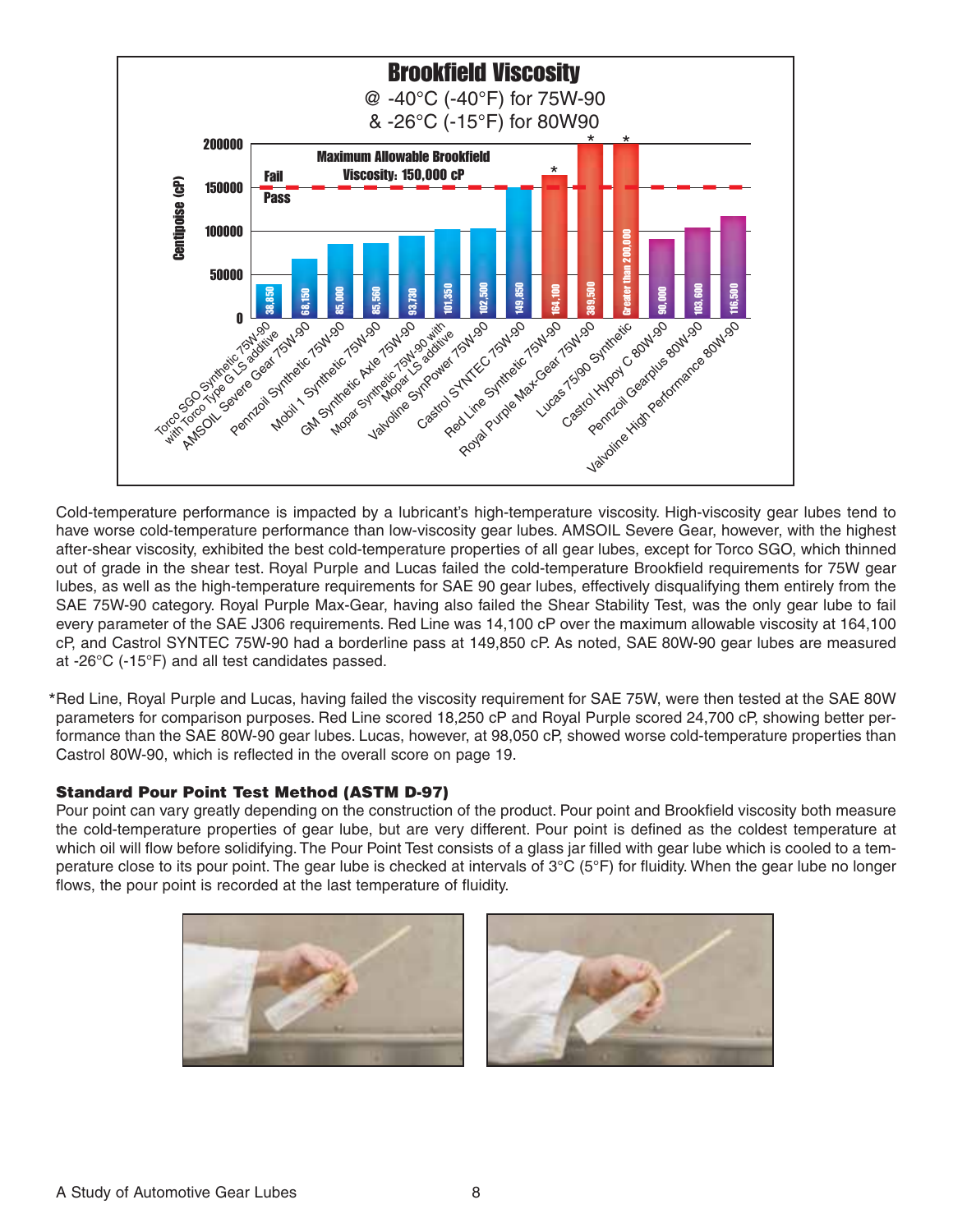## Brookfield Viscosity

@ -40°C (-40°F) for 75W-90
& -26°C (-15°F) for 80W90

| Gear Lube | Centipoise (cP) |
| --- | --- |
| Torco SGO Synthetic 75W-90 with Torco Type G LS additive | 38,850 |
| AMSOIL Severe Gear 75W-90 | 68,150 |
| Pennzoil Synthetic 75W-90 | 85,000 |
| Mobil 1 Synthetic 75W-90 | 85,560 |
| GM Synthetic Axle 75W-90 | 93,730 |
| Mopar Synthetic 75W-90 with Mopar LS additive | 101,350 |
| Valvoline SynPower 75W-90 | 102,500 |
| Castrol SYNTEC 75W-90 | 149,850 |
| Red Line Synthetic 75W-90* | 164,100 |
| Royal Purple Max-Gear 75W-90* | 389,500 |
| Lucas 75/90 Synthetic* | Greater than 200,000 |
| Castrol Hypoy C 80W-90 | 90,000 |
| Pennzoil Gearplus 80W-90 | 103,600 |
| Valvoline High Performance 80W-90 | 116,500 |

Maximum Allowable Brookfield Viscosity: 150,000 cP (Fail above / Pass below)

Cold-temperature performance is impacted by a lubricant's high-temperature viscosity. High-viscosity gear lubes tend to have worse cold-temperature performance than low-viscosity gear lubes. AMSOIL Severe Gear, however, with the highest after-shear viscosity, exhibited the best cold-temperature properties of all gear lubes, except for Torco SGO, which thinned out of grade in the shear test. Royal Purple and Lucas failed the cold-temperature Brookfield requirements for 75W gear lubes, as well as the high-temperature requirements for SAE 90 gear lubes, effectively disqualifying them entirely from the SAE 75W-90 category. Royal Purple Max-Gear, having also failed the Shear Stability Test, was the only gear lube to fail every parameter of the SAE J306 requirements. Red Line was 14,100 cP over the maximum allowable viscosity at 164,100 cP, and Castrol SYNTEC 75W-90 had a borderline pass at 149,850 cP. As noted, SAE 80W-90 gear lubes are measured at -26°C (-15°F) and all test candidates passed.

*Red Line, Royal Purple and Lucas, having failed the viscosity requirement for SAE 75W, were then tested at the SAE 80W parameters for comparison purposes. Red Line scored 18,250 cP and Royal Purple scored 24,700 cP, showing better performance than the SAE 80W-90 gear lubes. Lucas, however, at 98,050 cP, showed worse cold-temperature properties than Castrol 80W-90, which is reflected in the overall score on page 19.

### Standard Pour Point Test Method (ASTM D-97)

Pour point can vary greatly depending on the construction of the product. Pour point and Brookfield viscosity both measure the cold-temperature properties of gear lube, but are very different. Pour point is defined as the coldest temperature at which oil will flow before solidifying. The Pour Point Test consists of a glass jar filled with gear lube which is cooled to a temperature close to its pour point. The gear lube is checked at intervals of 3°C (5°F) for fluidity. When the gear lube no longer flows, the pour point is recorded at the last temperature of fluidity.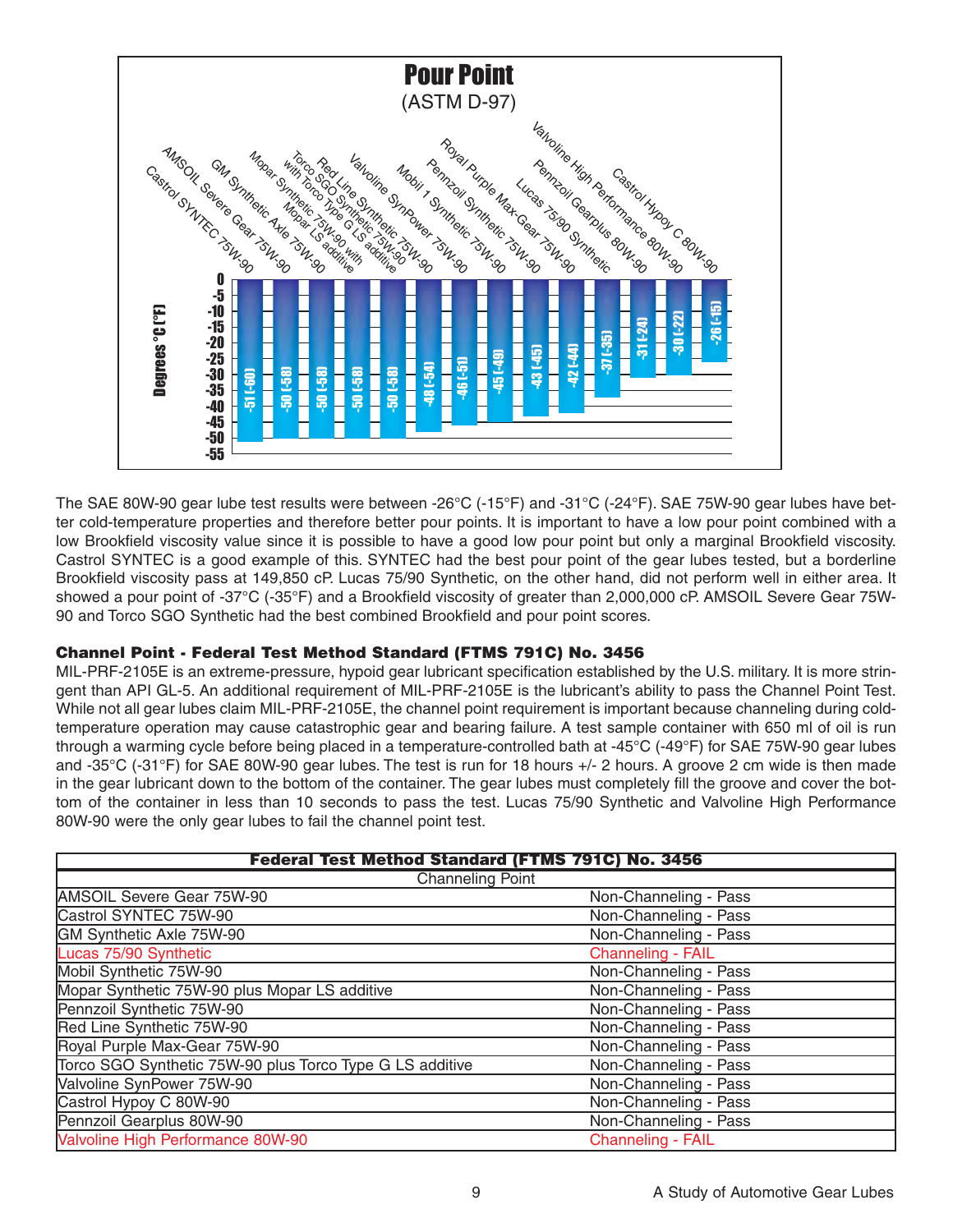## Pour Point

(ASTM D-97)

| Product | Degrees °C (°F) |
|---|---|
| Castrol SYNTEC 75W-90 | -51 (-60) |
| AMSOIL Severe Gear 75W-90 | -50 (-58) |
| GM Synthetic Axle 75W-90 | -50 (-58) |
| Mopar Synthetic 75W-90 with Mopar LS additive | -50 (-58) |
| Torco SGO Synthetic 75W-90 with Torco Type G LS additive | -50 (-58) |
| Red Line Synthetic 75W-90 | -48 (-54) |
| Valvoline SynPower 75W-90 | -46 (-51) |
| Mobil 1 Synthetic 75W-90 | -45 (-49) |
| Pennzoil Synthetic 75W-90 | -43 (-45) |
| Royal Purple Max-Gear 75W-90 | -42 (-44) |
| Lucas 75/90 Synthetic | -37 (-35) |
| Pennzoil Gearplus 80W-90 | -31 (-24) |
| Valvoline High Performance 80W-90 | -30 (-22) |
| Castrol Hypoy C 80W-90 | -26 (-15) |

The SAE 80W-90 gear lube test results were between -26°C (-15°F) and -31°C (-24°F). SAE 75W-90 gear lubes have better cold-temperature properties and therefore better pour points. It is important to have a low pour point combined with a low Brookfield viscosity value since it is possible to have a good low pour point but only a marginal Brookfield viscosity. Castrol SYNTEC is a good example of this. SYNTEC had the best pour point of the gear lubes tested, but a borderline Brookfield viscosity pass at 149,850 cP. Lucas 75/90 Synthetic, on the other hand, did not perform well in either area. It showed a pour point of -37°C (-35°F) and a Brookfield viscosity of greater than 2,000,000 cP. AMSOIL Severe Gear 75W-90 and Torco SGO Synthetic had the best combined Brookfield and pour point scores.

### Channel Point - Federal Test Method Standard (FTMS 791C) No. 3456

MIL-PRF-2105E is an extreme-pressure, hypoid gear lubricant specification established by the U.S. military. It is more stringent than API GL-5. An additional requirement of MIL-PRF-2105E is the lubricant's ability to pass the Channel Point Test. While not all gear lubes claim MIL-PRF-2105E, the channel point requirement is important because channeling during cold-temperature operation may cause catastrophic gear and bearing failure. A test sample container with 650 ml of oil is run through a warming cycle before being placed in a temperature-controlled bath at -45°C (-49°F) for SAE 75W-90 gear lubes and -35°C (-31°F) for SAE 80W-90 gear lubes. The test is run for 18 hours +/- 2 hours. A groove 2 cm wide is then made in the gear lubricant down to the bottom of the container. The gear lubes must completely fill the groove and cover the bottom of the container in less than 10 seconds to pass the test. Lucas 75/90 Synthetic and Valvoline High Performance 80W-90 were the only gear lubes to fail the channel point test.

| Federal Test Method Standard (FTMS 791C) No. 3456 | |
|---|---|
| Channeling Point | |
| AMSOIL Severe Gear 75W-90 | Non-Channeling - Pass |
| Castrol SYNTEC 75W-90 | Non-Channeling - Pass |
| GM Synthetic Axle 75W-90 | Non-Channeling - Pass |
| Lucas 75/90 Synthetic | Channeling - FAIL |
| Mobil Synthetic 75W-90 | Non-Channeling - Pass |
| Mopar Synthetic 75W-90 plus Mopar LS additive | Non-Channeling - Pass |
| Pennzoil Synthetic 75W-90 | Non-Channeling - Pass |
| Red Line Synthetic 75W-90 | Non-Channeling - Pass |
| Royal Purple Max-Gear 75W-90 | Non-Channeling - Pass |
| Torco SGO Synthetic 75W-90 plus Torco Type G LS additive | Non-Channeling - Pass |
| Valvoline SynPower 75W-90 | Non-Channeling - Pass |
| Castrol Hypoy C 80W-90 | Non-Channeling - Pass |
| Pennzoil Gearplus 80W-90 | Non-Channeling - Pass |
| Valvoline High Performance 80W-90 | Channeling - FAIL |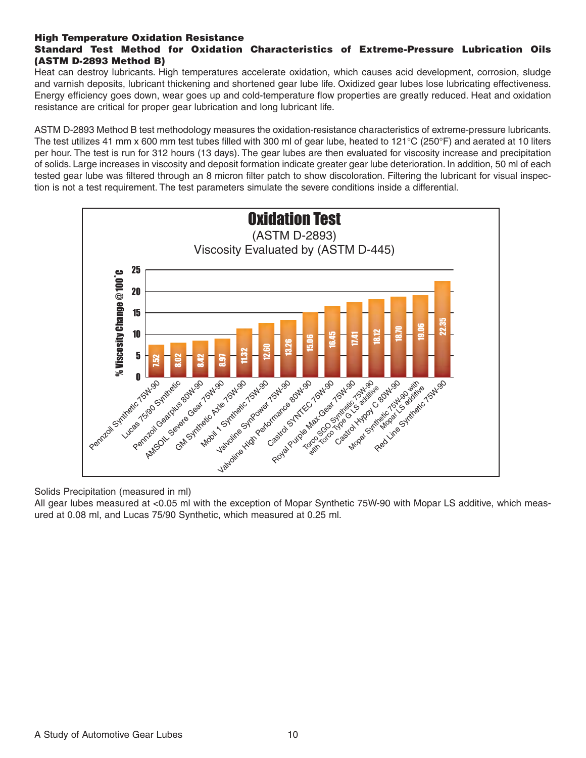## High Temperature Oxidation Resistance

### Standard Test Method for Oxidation Characteristics of Extreme-Pressure Lubrication Oils (ASTM D-2893 Method B)

Heat can destroy lubricants. High temperatures accelerate oxidation, which causes acid development, corrosion, sludge and varnish deposits, lubricant thickening and shortened gear lube life. Oxidized gear lubes lose lubricating effectiveness. Energy efficiency goes down, wear goes up and cold-temperature flow properties are greatly reduced. Heat and oxidation resistance are critical for proper gear lubrication and long lubricant life.

ASTM D-2893 Method B test methodology measures the oxidation-resistance characteristics of extreme-pressure lubricants. The test utilizes 41 mm x 600 mm test tubes filled with 300 ml of gear lube, heated to 121°C (250°F) and aerated at 10 liters per hour. The test is run for 312 hours (13 days). The gear lubes are then evaluated for viscosity increase and precipitation of solids. Large increases in viscosity and deposit formation indicate greater gear lube deterioration. In addition, 50 ml of each tested gear lube was filtered through an 8 micron filter patch to show discoloration. Filtering the lubricant for visual inspection is not a test requirement. The test parameters simulate the severe conditions inside a differential.

**Oxidation Test**
(ASTM D-2893)
Viscosity Evaluated by (ASTM D-445)

| Gear Lube | % Viscosity Change @ 100°C |
| --- | --- |
| Pennzoil Synthetic 75W-90 | 7.52 |
| Lucas 75/90 Synthetic | 8.02 |
| Pennzoil Gearplus 80W-90 | 8.42 |
| AMSOIL Severe Gear 75W-90 | 8.97 |
| GM Synthetic Axle 75W-90 | 11.32 |
| Mobil 1 Synthetic 75W-90 | 12.60 |
| Valvoline SynPower 75W-90 | 13.26 |
| Valvoline High Performance 80W-90 | 15.06 |
| Castrol SYNTEC 75W-90 | 16.45 |
| Royal Purple Max-Gear 75W-90 | 17.41 |
| Torco SGO Synthetic 75W-90 with Torco Type G LS additive | 18.12 |
| Castrol Hypoy C 80W-90 | 18.70 |
| Mopar Synthetic 75W-90 with Mopar LS additive | 19.06 |
| Red Line Synthetic 75W-90 | 22.35 |

Solids Precipitation (measured in ml)

All gear lubes measured at <0.05 ml with the exception of Mopar Synthetic 75W-90 with Mopar LS additive, which measured at 0.08 ml, and Lucas 75/90 Synthetic, which measured at 0.25 ml.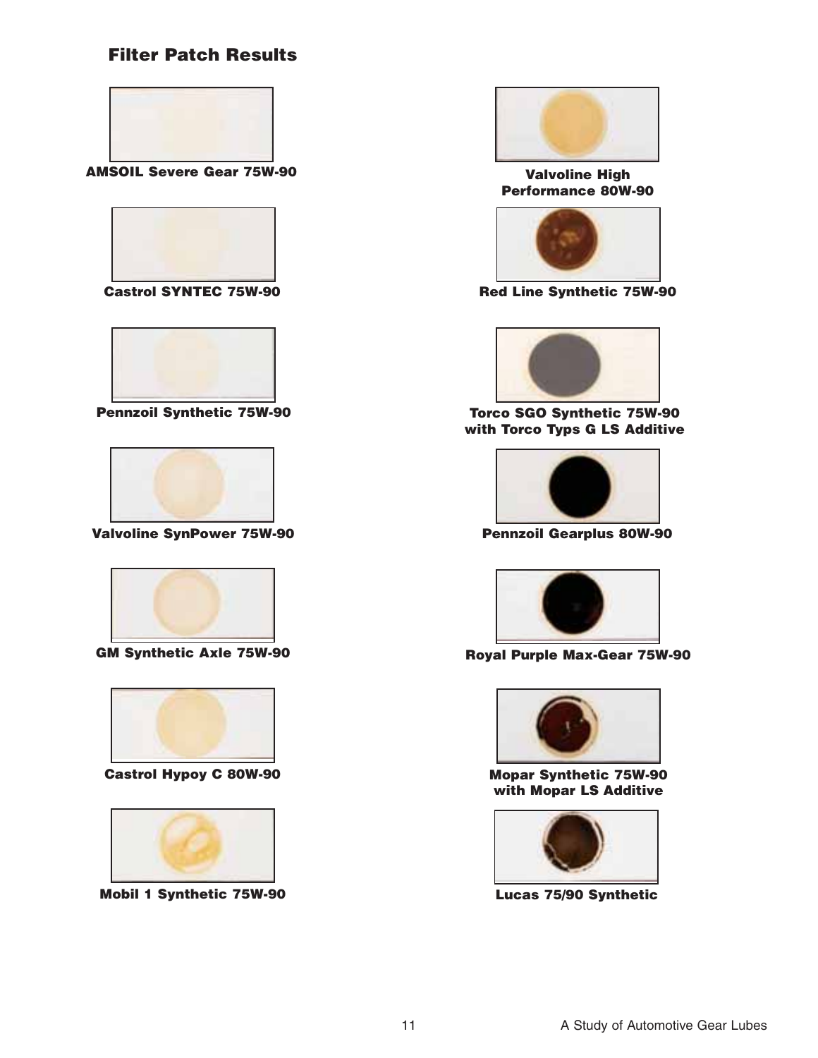## Filter Patch Results

AMSOIL Severe Gear 75W-90

Castrol SYNTEC 75W-90

Pennzoil Synthetic 75W-90

Valvoline SynPower 75W-90

GM Synthetic Axle 75W-90

Castrol Hypoy C 80W-90

Mobil 1 Synthetic 75W-90

Valvoline High Performance 80W-90

Red Line Synthetic 75W-90

Torco SGO Synthetic 75W-90 with Torco Typs G LS Additive

Pennzoil Gearplus 80W-90

Royal Purple Max-Gear 75W-90

Mopar Synthetic 75W-90 with Mopar LS Additive

Lucas 75/90 Synthetic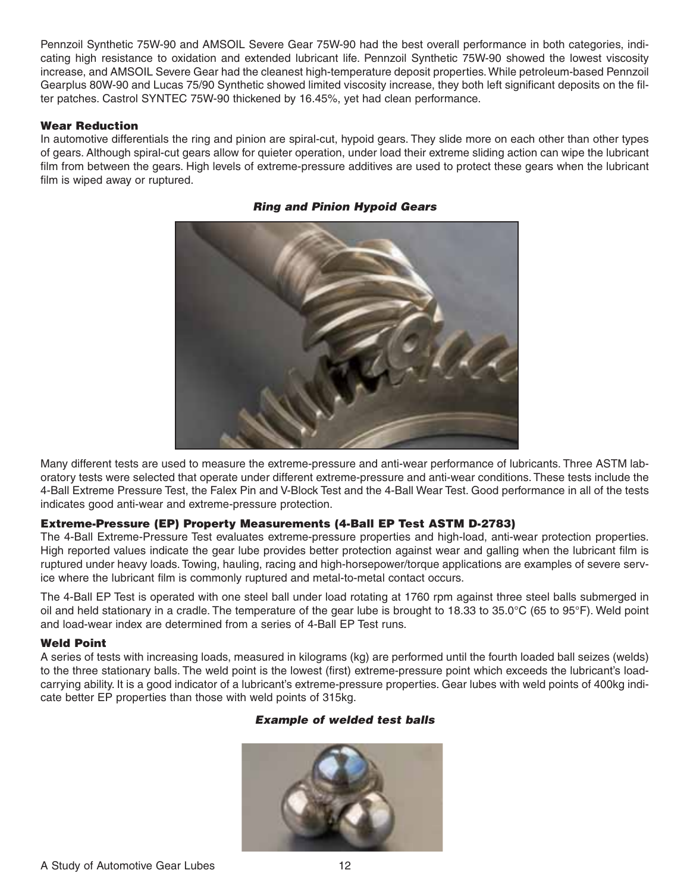Pennzoil Synthetic 75W-90 and AMSOIL Severe Gear 75W-90 had the best overall performance in both categories, indicating high resistance to oxidation and extended lubricant life. Pennzoil Synthetic 75W-90 showed the lowest viscosity increase, and AMSOIL Severe Gear had the cleanest high-temperature deposit properties. While petroleum-based Pennzoil Gearplus 80W-90 and Lucas 75/90 Synthetic showed limited viscosity increase, they both left significant deposits on the filter patches. Castrol SYNTEC 75W-90 thickened by 16.45%, yet had clean performance.

### Wear Reduction

In automotive differentials the ring and pinion are spiral-cut, hypoid gears. They slide more on each other than other types of gears. Although spiral-cut gears allow for quieter operation, under load their extreme sliding action can wipe the lubricant film from between the gears. High levels of extreme-pressure additives are used to protect these gears when the lubricant film is wiped away or ruptured.

***Ring and Pinion Hypoid Gears***

Many different tests are used to measure the extreme-pressure and anti-wear performance of lubricants. Three ASTM laboratory tests were selected that operate under different extreme-pressure and anti-wear conditions. These tests include the 4-Ball Extreme Pressure Test, the Falex Pin and V-Block Test and the 4-Ball Wear Test. Good performance in all of the tests indicates good anti-wear and extreme-pressure protection.

### Extreme-Pressure (EP) Property Measurements (4-Ball EP Test ASTM D-2783)

The 4-Ball Extreme-Pressure Test evaluates extreme-pressure properties and high-load, anti-wear protection properties. High reported values indicate the gear lube provides better protection against wear and galling when the lubricant film is ruptured under heavy loads. Towing, hauling, racing and high-horsepower/torque applications are examples of severe service where the lubricant film is commonly ruptured and metal-to-metal contact occurs.

The 4-Ball EP Test is operated with one steel ball under load rotating at 1760 rpm against three steel balls submerged in oil and held stationary in a cradle. The temperature of the gear lube is brought to 18.33 to 35.0°C (65 to 95°F). Weld point and load-wear index are determined from a series of 4-Ball EP Test runs.

### Weld Point

A series of tests with increasing loads, measured in kilograms (kg) are performed until the fourth loaded ball seizes (welds) to the three stationary balls. The weld point is the lowest (first) extreme-pressure point which exceeds the lubricant's load-carrying ability. It is a good indicator of a lubricant's extreme-pressure properties. Gear lubes with weld points of 400kg indicate better EP properties than those with weld points of 315kg.

***Example of welded test balls***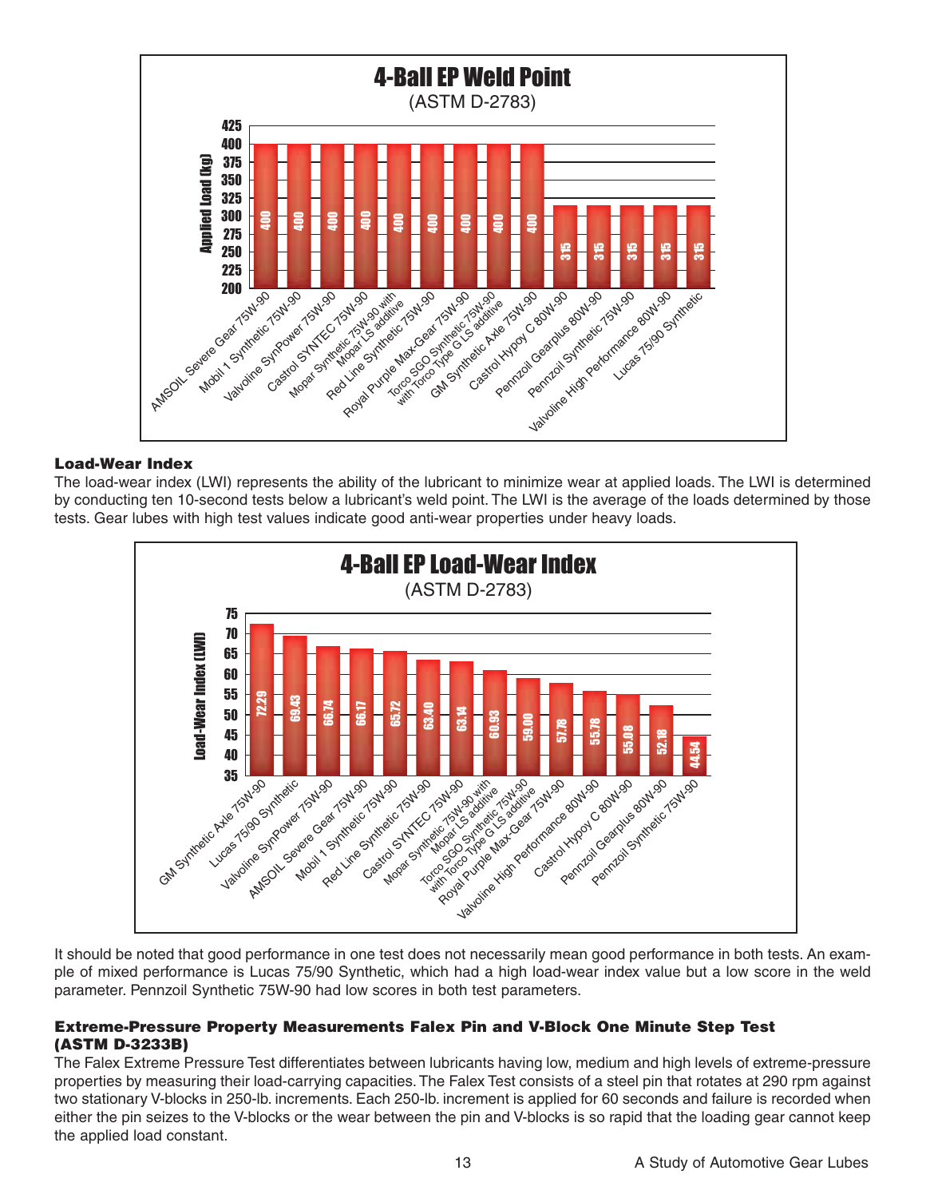**4-Ball EP Weld Point**

(ASTM D-2783)

| Product | Applied Load (kg) |
|---|---|
| AMSOIL Severe Gear 75W-90 | 400 |
| Mobil 1 Synthetic 75W-90 | 400 |
| Valvoline SynPower 75W-90 | 400 |
| Castrol SYNTEC 75W-90 | 400 |
| Mopar Synthetic 75W-90 with Mopar LS additive | 400 |
| Red Line Synthetic 75W-90 | 400 |
| Royal Purple Max-Gear 75W-90 | 400 |
| Torco SGO Synthetic 75W-90 with Torco Type G LS additive | 400 |
| GM Synthetic Axle 75W-90 | 400 |
| Castrol Hypoy C 80W-90 | 315 |
| Pennzoil Gearplus 80W-90 | 315 |
| Pennzoil Synthetic 75W-90 | 315 |
| Valvoline High Performance 80W-90 | 315 |
| Lucas 75/90 Synthetic | 315 |

### Load-Wear Index

The load-wear index (LWI) represents the ability of the lubricant to minimize wear at applied loads. The LWI is determined by conducting ten 10-second tests below a lubricant's weld point. The LWI is the average of the loads determined by those tests. Gear lubes with high test values indicate good anti-wear properties under heavy loads.

**4-Ball EP Load-Wear Index**

(ASTM D-2783)

| Product | Load-Wear Index (LWI) |
|---|---|
| GM Synthetic Axle 75W-90 | 72.29 |
| Lucas 75/90 Synthetic | 69.43 |
| Valvoline SynPower 75W-90 | 66.74 |
| AMSOIL Severe Gear 75W-90 | 66.17 |
| Mobil 1 Synthetic 75W-90 | 65.72 |
| Red Line Synthetic 75W-90 | 63.40 |
| Castrol SYNTEC 75W-90 | 63.14 |
| Mopar Synthetic 75W-90 with Mopar LS additive | 60.93 |
| Torco SGO Synthetic 75W-90 with Torco Type G LS additive | 59.00 |
| Royal Purple Max-Gear 75W-90 | 57.78 |
| Valvoline High Performance 80W-90 | 55.78 |
| Castrol Hypoy C 80W-90 | 55.08 |
| Pennzoil Gearplus 80W-90 | 52.18 |
| Pennzoil Synthetic 75W-90 | 44.54 |

It should be noted that good performance in one test does not necessarily mean good performance in both tests. An example of mixed performance is Lucas 75/90 Synthetic, which had a high load-wear index value but a low score in the weld parameter. Pennzoil Synthetic 75W-90 had low scores in both test parameters.

### Extreme-Pressure Property Measurements Falex Pin and V-Block One Minute Step Test (ASTM D-3233B)

The Falex Extreme Pressure Test differentiates between lubricants having low, medium and high levels of extreme-pressure properties by measuring their load-carrying capacities. The Falex Test consists of a steel pin that rotates at 290 rpm against two stationary V-blocks in 250-lb. increments. Each 250-lb. increment is applied for 60 seconds and failure is recorded when either the pin seizes to the V-blocks or the wear between the pin and V-blocks is so rapid that the loading gear cannot keep the applied load constant.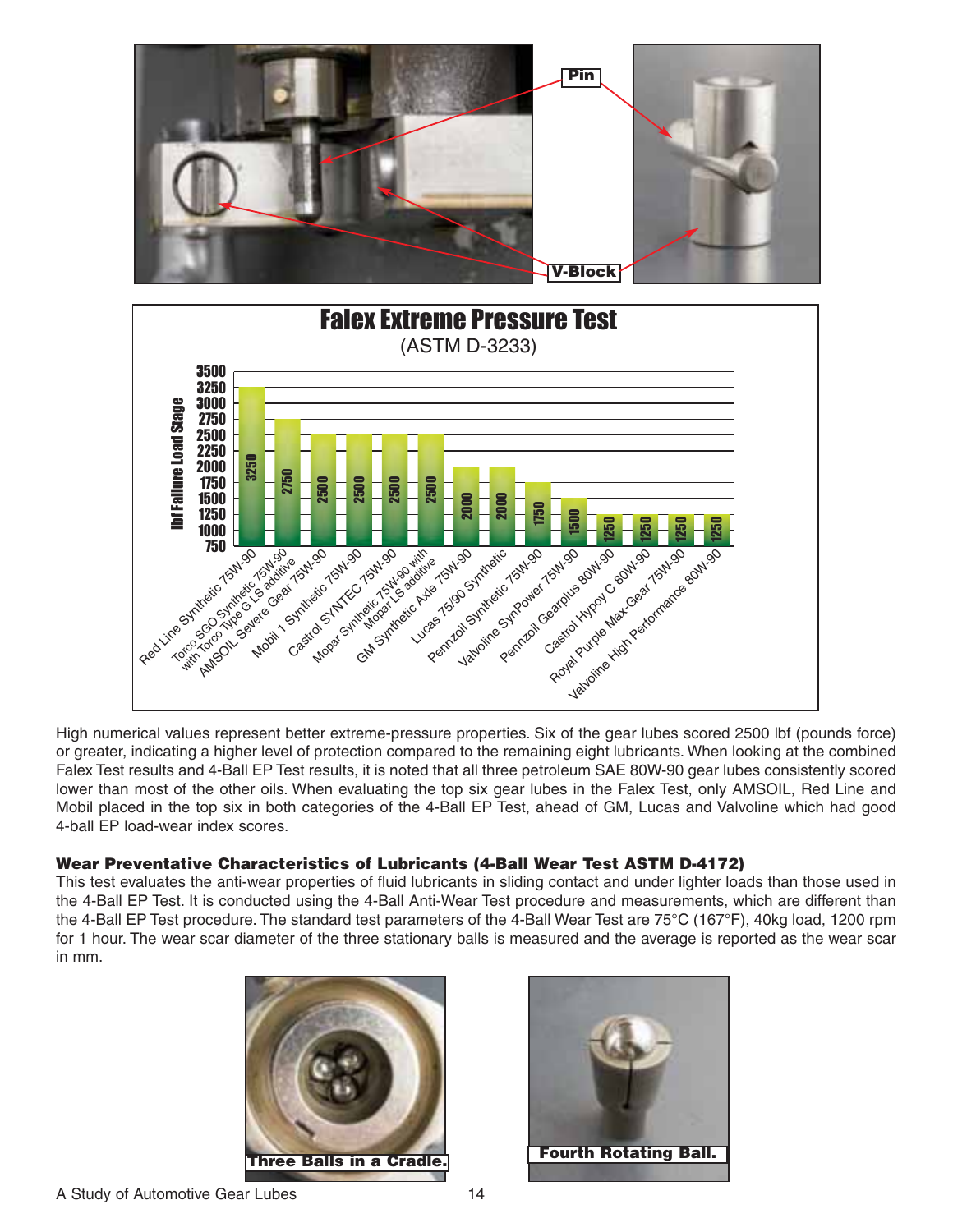Pin

V-Block

## Falex Extreme Pressure Test

(ASTM D-3233)

| Lubricant | lbf Failure Load Stage |
|---|---|
| Red Line Synthetic 75W-90 | 3250 |
| Torco SGO Synthetic 75W-90 with Torco Type G LS additive | 2750 |
| AMSOIL Severe Gear 75W-90 | 2500 |
| Mobil 1 Synthetic 75W-90 | 2500 |
| Castrol SYNTEC 75W-90 | 2500 |
| Mopar Synthetic 75W-90 with Mopar LS additive | 2500 |
| GM Synthetic Axle 75W-90 | 2000 |
| Lucas 75/90 Synthetic | 2000 |
| Pennzoil Synthetic 75W-90 | 1750 |
| Valvoline SynPower 75W-90 | 1500 |
| Pennzoil Gearplus 80W-90 | 1250 |
| Castrol Hypoy C 80W-90 | 1250 |
| Royal Purple Max-Gear 75W-90 | 1250 |
| Valvoline High Performance 80W-90 | 1250 |

High numerical values represent better extreme-pressure properties. Six of the gear lubes scored 2500 lbf (pounds force) or greater, indicating a higher level of protection compared to the remaining eight lubricants. When looking at the combined Falex Test results and 4-Ball EP Test results, it is noted that all three petroleum SAE 80W-90 gear lubes consistently scored lower than most of the other oils. When evaluating the top six gear lubes in the Falex Test, only AMSOIL, Red Line and Mobil placed in the top six in both categories of the 4-Ball EP Test, ahead of GM, Lucas and Valvoline which had good 4-ball EP load-wear index scores.

### Wear Preventative Characteristics of Lubricants (4-Ball Wear Test ASTM D-4172)

This test evaluates the anti-wear properties of fluid lubricants in sliding contact and under lighter loads than those used in the 4-Ball EP Test. It is conducted using the 4-Ball Anti-Wear Test procedure and measurements, which are different than the 4-Ball EP Test procedure. The standard test parameters of the 4-Ball Wear Test are 75°C (167°F), 40kg load, 1200 rpm for 1 hour. The wear scar diameter of the three stationary balls is measured and the average is reported as the wear scar in mm.

Three Balls in a Cradle.

Fourth Rotating Ball.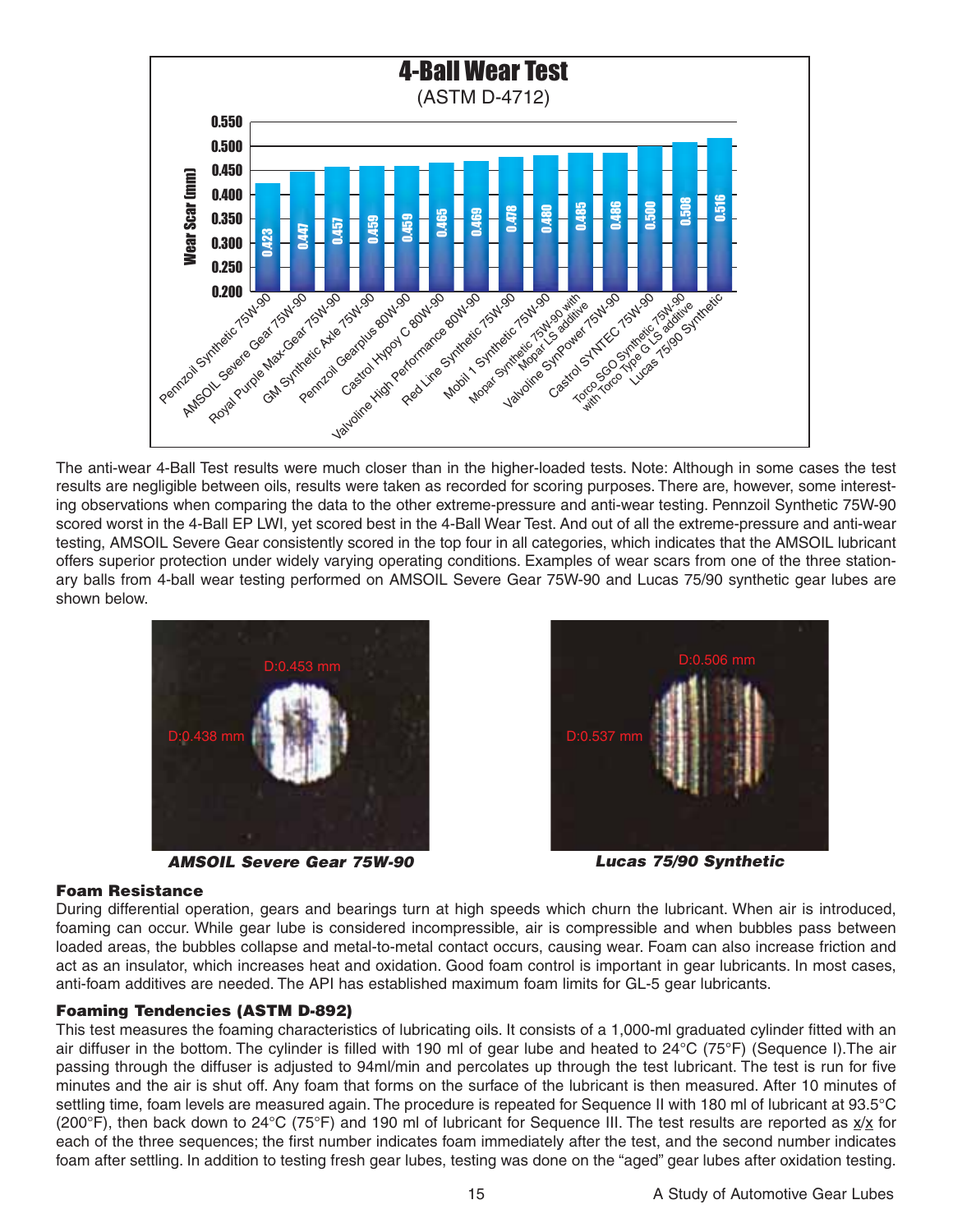## 4-Ball Wear Test

(ASTM D-4712)

| Lubricant | Wear Scar (mm) |
|---|---|
| Pennzoil Synthetic 75W-90 | 0.423 |
| AMSOIL Severe Gear 75W-90 | 0.447 |
| Royal Purple Max-Gear 75W-90 | 0.457 |
| GM Synthetic Axle 75W-90 | 0.459 |
| Pennzoil Gearplus 80W-90 | 0.459 |
| Castrol Hypoy C 80W-90 | 0.465 |
| Valvoline High Performance 80W-90 | 0.469 |
| Red Line Synthetic 75W-90 | 0.478 |
| Mobil 1 Synthetic 75W-90 | 0.480 |
| Mopar Synthetic 75W-90 with Mopar LS additive | 0.485 |
| Valvoline SynPower 75W-90 | 0.486 |
| Castrol SYNTEC 75W-90 | 0.500 |
| Torco SGO Synthetic 75W-90 with Torco Type G LS additive | 0.508 |
| Lucas 75/90 Synthetic | 0.516 |

The anti-wear 4-Ball Test results were much closer than in the higher-loaded tests. Note: Although in some cases the test results are negligible between oils, results were taken as recorded for scoring purposes. There are, however, some interesting observations when comparing the data to the other extreme-pressure and anti-wear testing. Pennzoil Synthetic 75W-90 scored worst in the 4-Ball EP LWI, yet scored best in the 4-Ball Wear Test. And out of all the extreme-pressure and anti-wear testing, AMSOIL Severe Gear consistently scored in the top four in all categories, which indicates that the AMSOIL lubricant offers superior protection under widely varying operating conditions. Examples of wear scars from one of the three stationary balls from 4-ball wear testing performed on AMSOIL Severe Gear 75W-90 and Lucas 75/90 synthetic gear lubes are shown below.

D:0.453 mm  
D:0.438 mm

***AMSOIL Severe Gear 75W-90***

D:0.506 mm  
D:0.537 mm

***Lucas 75/90 Synthetic***

**Foam Resistance**

During differential operation, gears and bearings turn at high speeds which churn the lubricant. When air is introduced, foaming can occur. While gear lube is considered incompressible, air is compressible and when bubbles pass between loaded areas, the bubbles collapse and metal-to-metal contact occurs, causing wear. Foam can also increase friction and act as an insulator, which increases heat and oxidation. Good foam control is important in gear lubricants. In most cases, anti-foam additives are needed. The API has established maximum foam limits for GL-5 gear lubricants.

**Foaming Tendencies (ASTM D-892)**

This test measures the foaming characteristics of lubricating oils. It consists of a 1,000-ml graduated cylinder fitted with an air diffuser in the bottom. The cylinder is filled with 190 ml of gear lube and heated to 24°C (75°F) (Sequence I).The air passing through the diffuser is adjusted to 94ml/min and percolates up through the test lubricant. The test is run for five minutes and the air is shut off. Any foam that forms on the surface of the lubricant is then measured. After 10 minutes of settling time, foam levels are measured again. The procedure is repeated for Sequence II with 180 ml of lubricant at 93.5°C (200°F), then back down to 24°C (75°F) and 190 ml of lubricant for Sequence III. The test results are reported as x/x for each of the three sequences; the first number indicates foam immediately after the test, and the second number indicates foam after settling. In addition to testing fresh gear lubes, testing was done on the "aged" gear lubes after oxidation testing.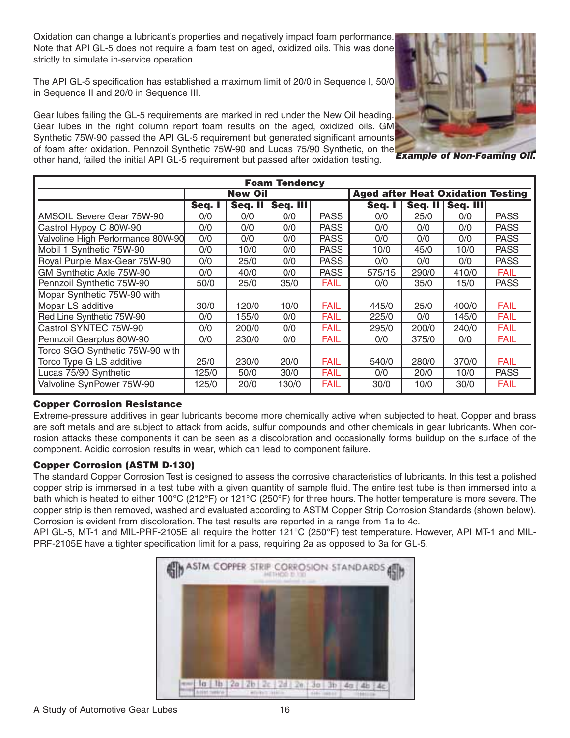Oxidation can change a lubricant's properties and negatively impact foam performance. Note that API GL-5 does not require a foam test on aged, oxidized oils. This was done strictly to simulate in-service operation.

The API GL-5 specification has established a maximum limit of 20/0 in Sequence I, 50/0 in Sequence II and 20/0 in Sequence III.

Gear lubes failing the GL-5 requirements are marked in red under the New Oil heading. Gear lubes in the right column report foam results on the aged, oxidized oils. GM Synthetic 75W-90 passed the API GL-5 requirement but generated significant amounts of foam after oxidation. Pennzoil Synthetic 75W-90 and Lucas 75/90 Synthetic, on the other hand, failed the initial API GL-5 requirement but passed after oxidation testing.

*Example of Non-Foaming Oil.*

**Foam Tendency**

| | New Oil | | | | Aged after Heat Oxidation Testing | | | |
|---|---|---|---|---|---|---|---|---|
| | Seq. I | Seq. II | Seq. III | | Seq. I | Seq. II | Seq. III | |
| AMSOIL Severe Gear 75W-90 | 0/0 | 0/0 | 0/0 | PASS | 0/0 | 25/0 | 0/0 | PASS |
| Castrol Hypoy C 80W-90 | 0/0 | 0/0 | 0/0 | PASS | 0/0 | 0/0 | 0/0 | PASS |
| Valvoline High Performance 80W-90 | 0/0 | 0/0 | 0/0 | PASS | 0/0 | 0/0 | 0/0 | PASS |
| Mobil 1 Synthetic 75W-90 | 0/0 | 10/0 | 0/0 | PASS | 10/0 | 45/0 | 10/0 | PASS |
| Royal Purple Max-Gear 75W-90 | 0/0 | 25/0 | 0/0 | PASS | 0/0 | 0/0 | 0/0 | PASS |
| GM Synthetic Axle 75W-90 | 0/0 | 40/0 | 0/0 | PASS | 575/15 | 290/0 | 410/0 | FAIL |
| Pennzoil Synthetic 75W-90 | 50/0 | 25/0 | 35/0 | FAIL | 0/0 | 35/0 | 15/0 | PASS |
| Mopar Synthetic 75W-90 with Mopar LS additive | 30/0 | 120/0 | 10/0 | FAIL | 445/0 | 25/0 | 400/0 | FAIL |
| Red Line Synthetic 75W-90 | 0/0 | 155/0 | 0/0 | FAIL | 225/0 | 0/0 | 145/0 | FAIL |
| Castrol SYNTEC 75W-90 | 0/0 | 200/0 | 0/0 | FAIL | 295/0 | 200/0 | 240/0 | FAIL |
| Pennzoil Gearplus 80W-90 | 0/0 | 230/0 | 0/0 | FAIL | 0/0 | 375/0 | 0/0 | FAIL |
| Torco SGO Synthetic 75W-90 with Torco Type G LS additive | 25/0 | 230/0 | 20/0 | FAIL | 540/0 | 280/0 | 370/0 | FAIL |
| Lucas 75/90 Synthetic | 125/0 | 50/0 | 30/0 | FAIL | 0/0 | 20/0 | 10/0 | PASS |
| Valvoline SynPower 75W-90 | 125/0 | 20/0 | 130/0 | FAIL | 30/0 | 10/0 | 30/0 | FAIL |

### Copper Corrosion Resistance

Extreme-pressure additives in gear lubricants become more chemically active when subjected to heat. Copper and brass are soft metals and are subject to attack from acids, sulfur compounds and other chemicals in gear lubricants. When corrosion attacks these components it can be seen as a discoloration and occasionally forms buildup on the surface of the component. Acidic corrosion results in wear, which can lead to component failure.

### Copper Corrosion (ASTM D-130)

The standard Copper Corrosion Test is designed to assess the corrosive characteristics of lubricants. In this test a polished copper strip is immersed in a test tube with a given quantity of sample fluid. The entire test tube is then immersed into a bath which is heated to either 100°C (212°F) or 121°C (250°F) for three hours. The hotter temperature is more severe. The copper strip is then removed, washed and evaluated according to ASTM Copper Strip Corrosion Standards (shown below). Corrosion is evident from discoloration. The test results are reported in a range from 1a to 4c.

API GL-5, MT-1 and MIL-PRF-2105E all require the hotter 121°C (250°F) test temperature. However, API MT-1 and MIL-PRF-2105E have a tighter specification limit for a pass, requiring 2a as opposed to 3a for GL-5.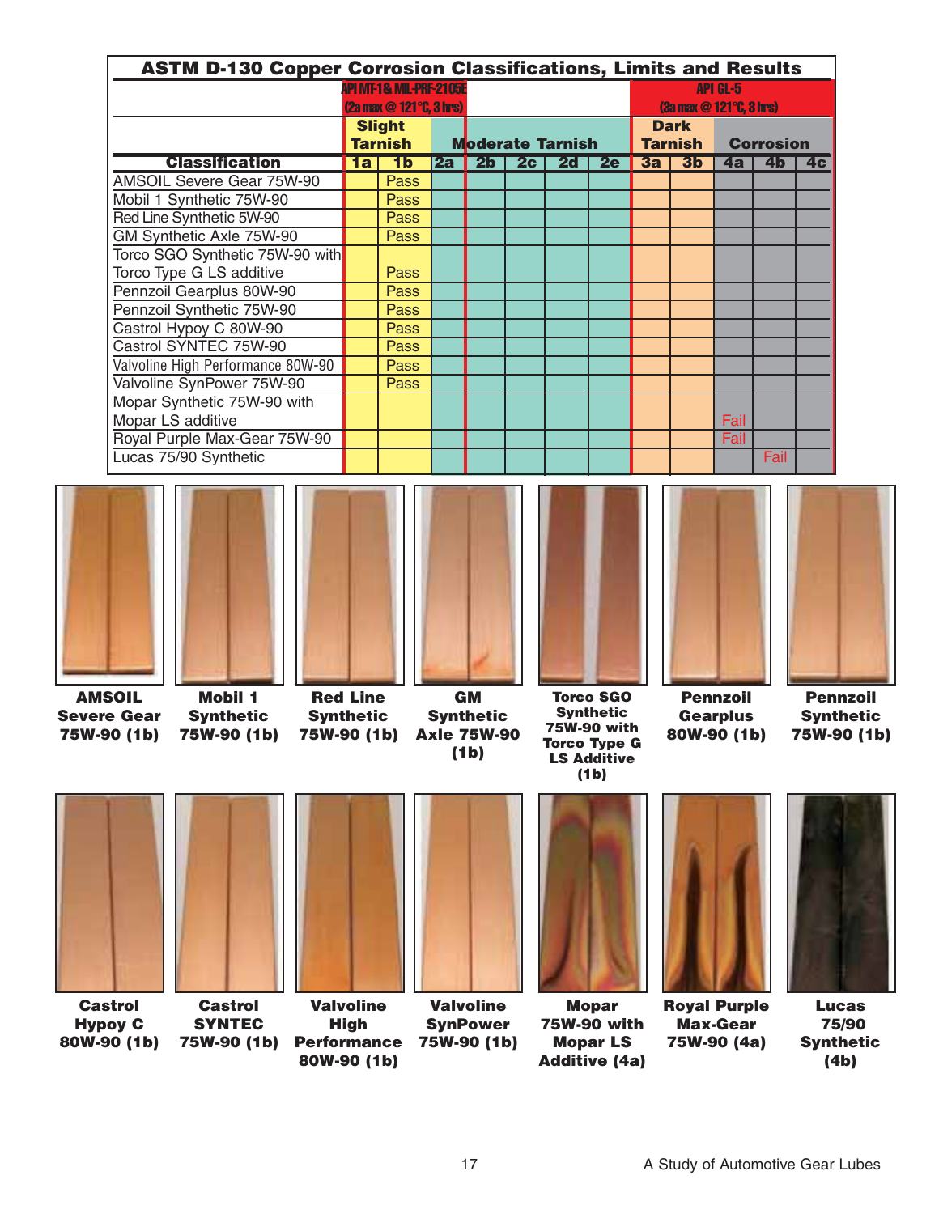## ASTM D-130 Copper Corrosion Classifications, Limits and Results

| | API MT-1 & MIL-PRF-2105E (2a max @ 121°C, 3 hrs) | | | | | | | API GL-5 (3a max @ 121°C, 3 hrs) | | | | |
|---|---|---|---|---|---|---|---|---|---|---|---|---|
| | Slight Tarnish | | Moderate Tarnish | | | | | Dark Tarnish | | Corrosion | | |
| **Classification** | **1a** | **1b** | **2a** | **2b** | **2c** | **2d** | **2e** | **3a** | **3b** | **4a** | **4b** | **4c** |
| AMSOIL Severe Gear 75W-90 | | Pass | | | | | | | | | | |
| Mobil 1 Synthetic 75W-90 | | Pass | | | | | | | | | | |
| Red Line Synthetic 5W-90 | | Pass | | | | | | | | | | |
| GM Synthetic Axle 75W-90 | | Pass | | | | | | | | | | |
| Torco SGO Synthetic 75W-90 with Torco Type G LS additive | | Pass | | | | | | | | | | |
| Pennzoil Gearplus 80W-90 | | Pass | | | | | | | | | | |
| Pennzoil Synthetic 75W-90 | | Pass | | | | | | | | | | |
| Castrol Hypoy C 80W-90 | | Pass | | | | | | | | | | |
| Castrol SYNTEC 75W-90 | | Pass | | | | | | | | | | |
| Valvoline High Performance 80W-90 | | Pass | | | | | | | | | | |
| Valvoline SynPower 75W-90 | | Pass | | | | | | | | | | |
| Mopar Synthetic 75W-90 with Mopar LS additive | | | | | | | | | | Fail | | |
| Royal Purple Max-Gear 75W-90 | | | | | | | | | | Fail | | |
| Lucas 75/90 Synthetic | | | | | | | | | | | Fail | |

**AMSOIL Severe Gear 75W-90 (1b)**

**Mobil 1 Synthetic 75W-90 (1b)**

**Red Line Synthetic 75W-90 (1b)**

**GM Synthetic Axle 75W-90 (1b)**

**Torco SGO Synthetic 75W-90 with Torco Type G LS Additive (1b)**

**Pennzoil Gearplus 80W-90 (1b)**

**Pennzoil Synthetic 75W-90 (1b)**

**Castrol Hypoy C 80W-90 (1b)**

**Castrol SYNTEC 75W-90 (1b)**

**Valvoline High Performance 80W-90 (1b)**

**Valvoline SynPower 75W-90 (1b)**

**Mopar 75W-90 with Mopar LS Additive (4a)**

**Royal Purple Max-Gear 75W-90 (4a)**

**Lucas 75/90 Synthetic (4b)**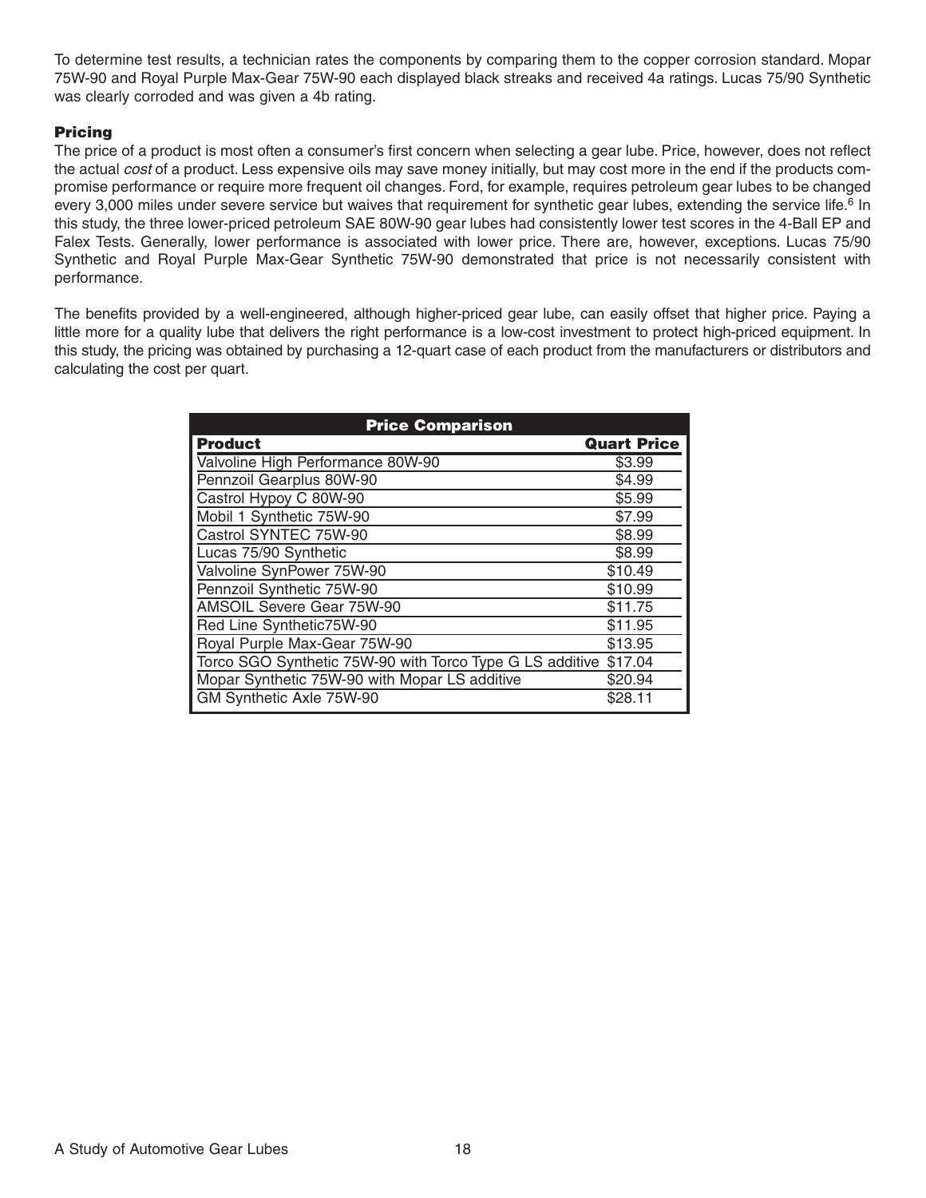To determine test results, a technician rates the components by comparing them to the copper corrosion standard. Mopar 75W-90 and Royal Purple Max-Gear 75W-90 each displayed black streaks and received 4a ratings. Lucas 75/90 Synthetic was clearly corroded and was given a 4b rating.

### Pricing

The price of a product is most often a consumer's first concern when selecting a gear lube. Price, however, does not reflect the actual *cost* of a product. Less expensive oils may save money initially, but may cost more in the end if the products compromise performance or require more frequent oil changes. Ford, for example, requires petroleum gear lubes to be changed every 3,000 miles under severe service but waives that requirement for synthetic gear lubes, extending the service life.[6] In this study, the three lower-priced petroleum SAE 80W-90 gear lubes had consistently lower test scores in the 4-Ball EP and Falex Tests. Generally, lower performance is associated with lower price. There are, however, exceptions. Lucas 75/90 Synthetic and Royal Purple Max-Gear Synthetic 75W-90 demonstrated that price is not necessarily consistent with performance.

The benefits provided by a well-engineered, although higher-priced gear lube, can easily offset that higher price. Paying a little more for a quality lube that delivers the right performance is a low-cost investment to protect high-priced equipment. In this study, the pricing was obtained by purchasing a 12-quart case of each product from the manufacturers or distributors and calculating the cost per quart.

**Price Comparison**

| Product | Quart Price |
|---|---|
| Valvoline High Performance 80W-90 | $3.99 |
| Pennzoil Gearplus 80W-90 | $4.99 |
| Castrol Hypoy C 80W-90 | $5.99 |
| Mobil 1 Synthetic 75W-90 | $7.99 |
| Castrol SYNTEC 75W-90 | $8.99 |
| Lucas 75/90 Synthetic | $8.99 |
| Valvoline SynPower 75W-90 | $10.49 |
| Pennzoil Synthetic 75W-90 | $10.99 |
| AMSOIL Severe Gear 75W-90 | $11.75 |
| Red Line Synthetic75W-90 | $11.95 |
| Royal Purple Max-Gear 75W-90 | $13.95 |
| Torco SGO Synthetic 75W-90 with Torco Type G LS additive | $17.04 |
| Mopar Synthetic 75W-90 with Mopar LS additive | $20.94 |
| GM Synthetic Axle 75W-90 | $28.11 |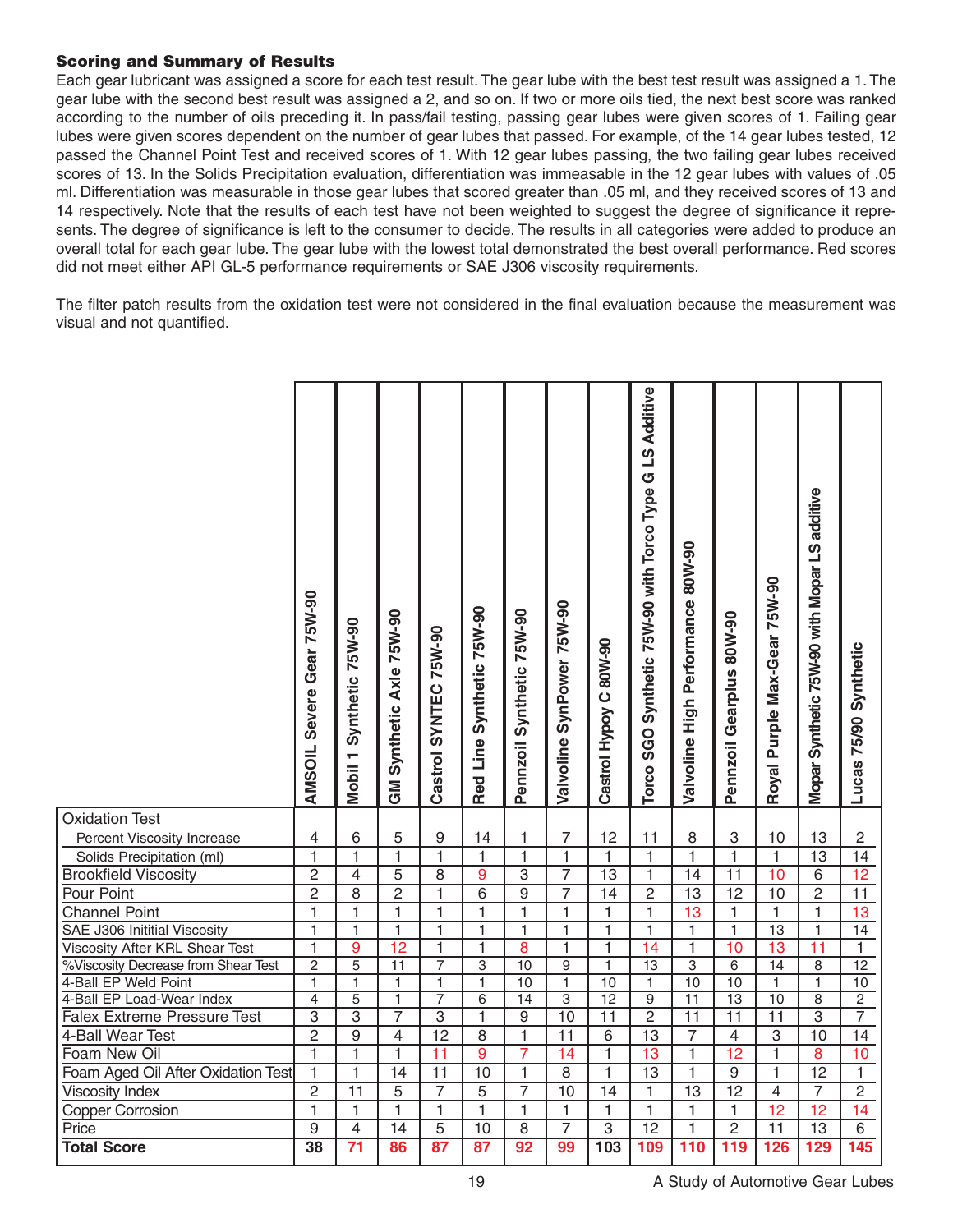#### Scoring and Summary of Results

Each gear lubricant was assigned a score for each test result. The gear lube with the best test result was assigned a 1. The gear lube with the second best result was assigned a 2, and so on. If two or more oils tied, the next best score was ranked according to the number of oils preceding it. In pass/fail testing, passing gear lubes were given scores of 1. Failing gear lubes were given scores dependent on the number of gear lubes that passed. For example, of the 14 gear lubes tested, 12 passed the Channel Point Test and received scores of 1. With 12 gear lubes passing, the two failing gear lubes received scores of 13. In the Solids Precipitation evaluation, differentiation was immeasable in the 12 gear lubes with values of .05 ml. Differentiation was measurable in those gear lubes that scored greater than .05 ml, and they received scores of 13 and 14 respectively. Note that the results of each test have not been weighted to suggest the degree of significance it represents. The degree of significance is left to the consumer to decide. The results in all categories were added to produce an overall total for each gear lube. The gear lube with the lowest total demonstrated the best overall performance. Red scores did not meet either API GL-5 performance requirements or SAE J306 viscosity requirements.

The filter patch results from the oxidation test were not considered in the final evaluation because the measurement was visual and not quantified.

| | AMSOIL Severe Gear 75W-90 | Mobil 1 Synthetic 75W-90 | GM Synthetic Axle 75W-90 | Castrol SYNTEC 75W-90 | Red Line Synthetic 75W-90 | Pennzoil Synthetic 75W-90 | Valvoline SynPower 75W-90 | Castrol Hypoy C 80W-90 | Torco SGO Synthetic 75W-90 with Torco Type G LS Additive | Valvoline High Performance 80W-90 | Pennzoil Gearplus 80W-90 | Royal Purple Max-Gear 75W-90 | Mopar Synthetic 75W-90 with Mopar LS additive | Lucas 75/90 Synthetic |
|---|---|---|---|---|---|---|---|---|---|---|---|---|---|---|
| Oxidation Test | | | | | | | | | | | | | | |
| Percent Viscosity Increase | 4 | 6 | 5 | 9 | 14 | 1 | 7 | 12 | 11 | 8 | 3 | 10 | 13 | 2 |
| Solids Precipitation (ml) | 1 | 1 | 1 | 1 | 1 | 1 | 1 | 1 | 1 | 1 | 1 | 1 | 13 | 14 |
| Brookfield Viscosity | 2 | 4 | 5 | 8 | 9 | 3 | 7 | 13 | 1 | 14 | 11 | 10 | 6 | 12 |
| Pour Point | 2 | 8 | 2 | 1 | 6 | 9 | 7 | 14 | 2 | 13 | 12 | 10 | 2 | 11 |
| Channel Point | 1 | 1 | 1 | 1 | 1 | 1 | 1 | 1 | 1 | 13 | 1 | 1 | 1 | 13 |
| SAE J306 Intitial Viscosity | 1 | 1 | 1 | 1 | 1 | 1 | 1 | 1 | 1 | 1 | 1 | 13 | 1 | 14 |
| Viscosity After KRL Shear Test | 1 | 9 | 12 | 1 | 1 | 8 | 1 | 1 | 14 | 1 | 10 | 13 | 11 | 1 |
| %Viscosity Decrease from Shear Test | 2 | 5 | 11 | 7 | 3 | 10 | 9 | 1 | 13 | 3 | 6 | 14 | 8 | 12 |
| 4-Ball EP Weld Point | 1 | 1 | 1 | 1 | 1 | 10 | 1 | 10 | 1 | 10 | 10 | 1 | 1 | 10 |
| 4-Ball EP Load-Wear Index | 4 | 5 | 1 | 7 | 6 | 14 | 3 | 12 | 9 | 11 | 13 | 10 | 8 | 2 |
| Falex Extreme Pressure Test | 3 | 3 | 7 | 3 | 1 | 9 | 10 | 11 | 2 | 11 | 11 | 11 | 3 | 7 |
| 4-Ball Wear Test | 2 | 9 | 4 | 12 | 8 | 1 | 11 | 6 | 13 | 7 | 4 | 3 | 10 | 14 |
| Foam New Oil | 1 | 1 | 1 | 11 | 9 | 7 | 14 | 1 | 13 | 1 | 12 | 1 | 8 | 10 |
| Foam Aged Oil After Oxidation Test | 1 | 1 | 14 | 11 | 10 | 1 | 8 | 1 | 13 | 1 | 9 | 1 | 12 | 1 |
| Viscosity Index | 2 | 11 | 5 | 7 | 5 | 7 | 10 | 14 | 1 | 13 | 12 | 4 | 7 | 2 |
| Copper Corrosion | 1 | 1 | 1 | 1 | 1 | 1 | 1 | 1 | 1 | 1 | 1 | 12 | 12 | 14 |
| Price | 9 | 4 | 14 | 5 | 10 | 8 | 7 | 3 | 12 | 1 | 2 | 11 | 13 | 6 |
| **Total Score** | **38** | **71** | **86** | **87** | **87** | **92** | **99** | **103** | **109** | **110** | **119** | **126** | **129** | **145** |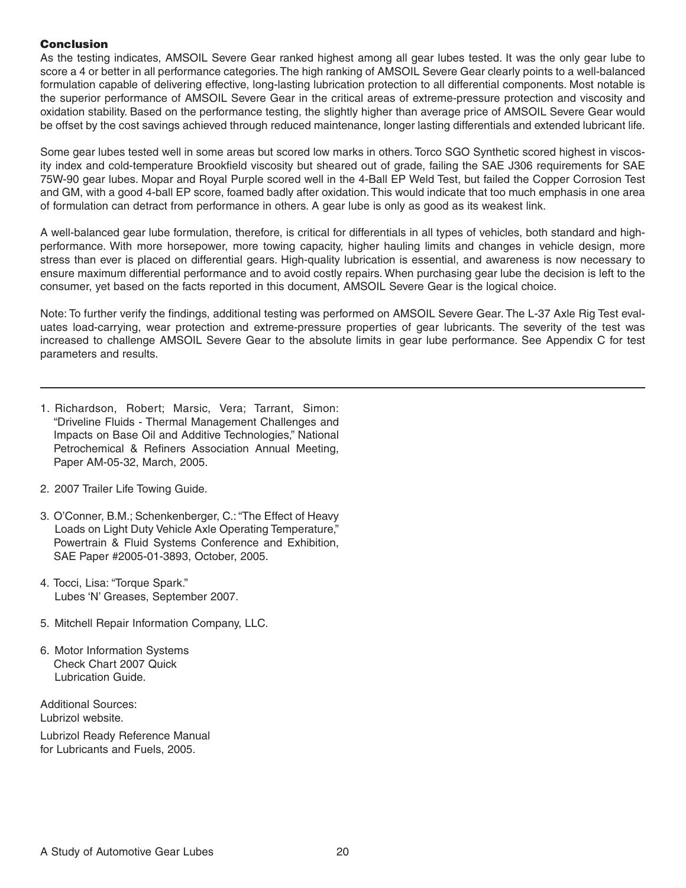## Conclusion

As the testing indicates, AMSOIL Severe Gear ranked highest among all gear lubes tested. It was the only gear lube to score a 4 or better in all performance categories. The high ranking of AMSOIL Severe Gear clearly points to a well-balanced formulation capable of delivering effective, long-lasting lubrication protection to all differential components. Most notable is the superior performance of AMSOIL Severe Gear in the critical areas of extreme-pressure protection and viscosity and oxidation stability. Based on the performance testing, the slightly higher than average price of AMSOIL Severe Gear would be offset by the cost savings achieved through reduced maintenance, longer lasting differentials and extended lubricant life.

Some gear lubes tested well in some areas but scored low marks in others. Torco SGO Synthetic scored highest in viscosity index and cold-temperature Brookfield viscosity but sheared out of grade, failing the SAE J306 requirements for SAE 75W-90 gear lubes. Mopar and Royal Purple scored well in the 4-Ball EP Weld Test, but failed the Copper Corrosion Test and GM, with a good 4-ball EP score, foamed badly after oxidation. This would indicate that too much emphasis in one area of formulation can detract from performance in others. A gear lube is only as good as its weakest link.

A well-balanced gear lube formulation, therefore, is critical for differentials in all types of vehicles, both standard and high-performance. With more horsepower, more towing capacity, higher hauling limits and changes in vehicle design, more stress than ever is placed on differential gears. High-quality lubrication is essential, and awareness is now necessary to ensure maximum differential performance and to avoid costly repairs. When purchasing gear lube the decision is left to the consumer, yet based on the facts reported in this document, AMSOIL Severe Gear is the logical choice.

Note: To further verify the findings, additional testing was performed on AMSOIL Severe Gear. The L-37 Axle Rig Test evaluates load-carrying, wear protection and extreme-pressure properties of gear lubricants. The severity of the test was increased to challenge AMSOIL Severe Gear to the absolute limits in gear lube performance. See Appendix C for test parameters and results.

---

1. Richardson, Robert; Marsic, Vera; Tarrant, Simon: "Driveline Fluids - Thermal Management Challenges and Impacts on Base Oil and Additive Technologies," National Petrochemical & Refiners Association Annual Meeting, Paper AM-05-32, March, 2005.

2. 2007 Trailer Life Towing Guide.

3. O'Conner, B.M.; Schenkenberger, C.: "The Effect of Heavy Loads on Light Duty Vehicle Axle Operating Temperature," Powertrain & Fluid Systems Conference and Exhibition, SAE Paper #2005-01-3893, October, 2005.

4. Tocci, Lisa: "Torque Spark." Lubes 'N' Greases, September 2007.

5. Mitchell Repair Information Company, LLC.

6. Motor Information Systems Check Chart 2007 Quick Lubrication Guide.

Additional Sources:
Lubrizol website.

Lubrizol Ready Reference Manual for Lubricants and Fuels, 2005.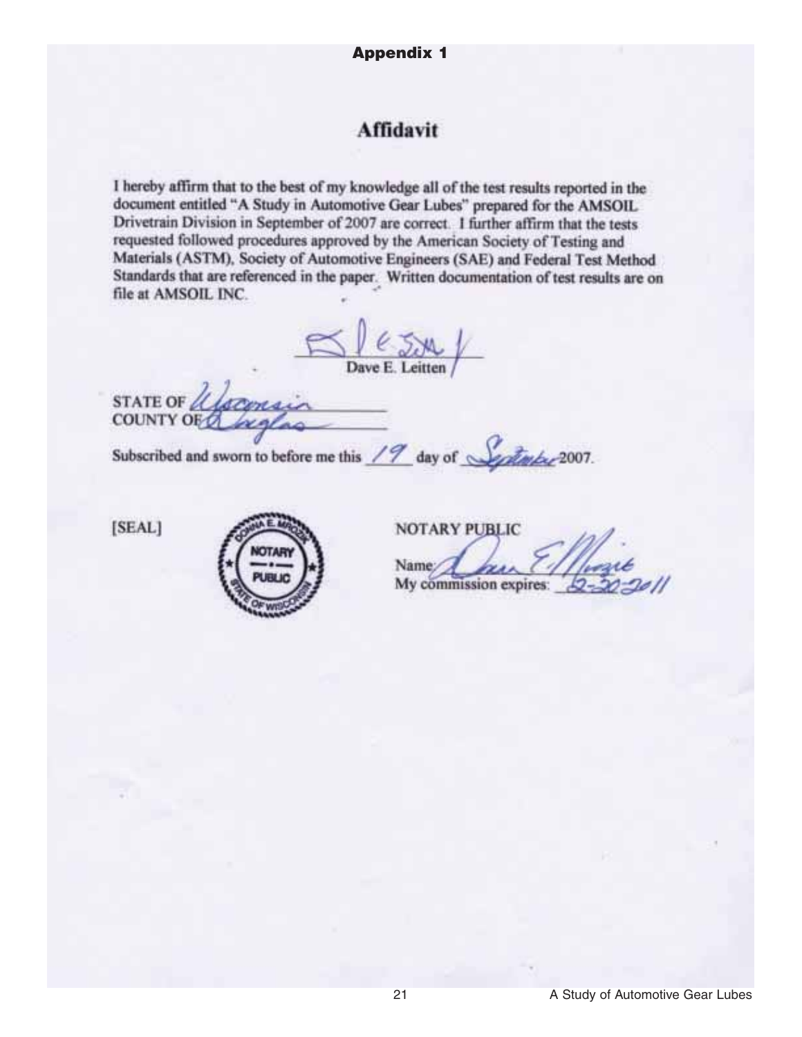**Appendix 1**

## Affidavit

I hereby affirm that to the best of my knowledge all of the test results reported in the document entitled "A Study in Automotive Gear Lubes" prepared for the AMSOIL Drivetrain Division in September of 2007 are correct. I further affirm that the tests requested followed procedures approved by the American Society of Testing and Materials (ASTM), Society of Automotive Engineers (SAE) and Federal Test Method Standards that are referenced in the paper. Written documentation of test results are on file at AMSOIL INC.

Dave E. Leitten

STATE OF Wisconsin
COUNTY OF Douglas

Subscribed and sworn to before me this 19 day of September 2007.

[SEAL]

DONNA E. MROZIK
NOTARY PUBLIC
STATE OF WISCONSIN

NOTARY PUBLIC

Name: Donna E. Mrozik

My commission expires: 2-20-2011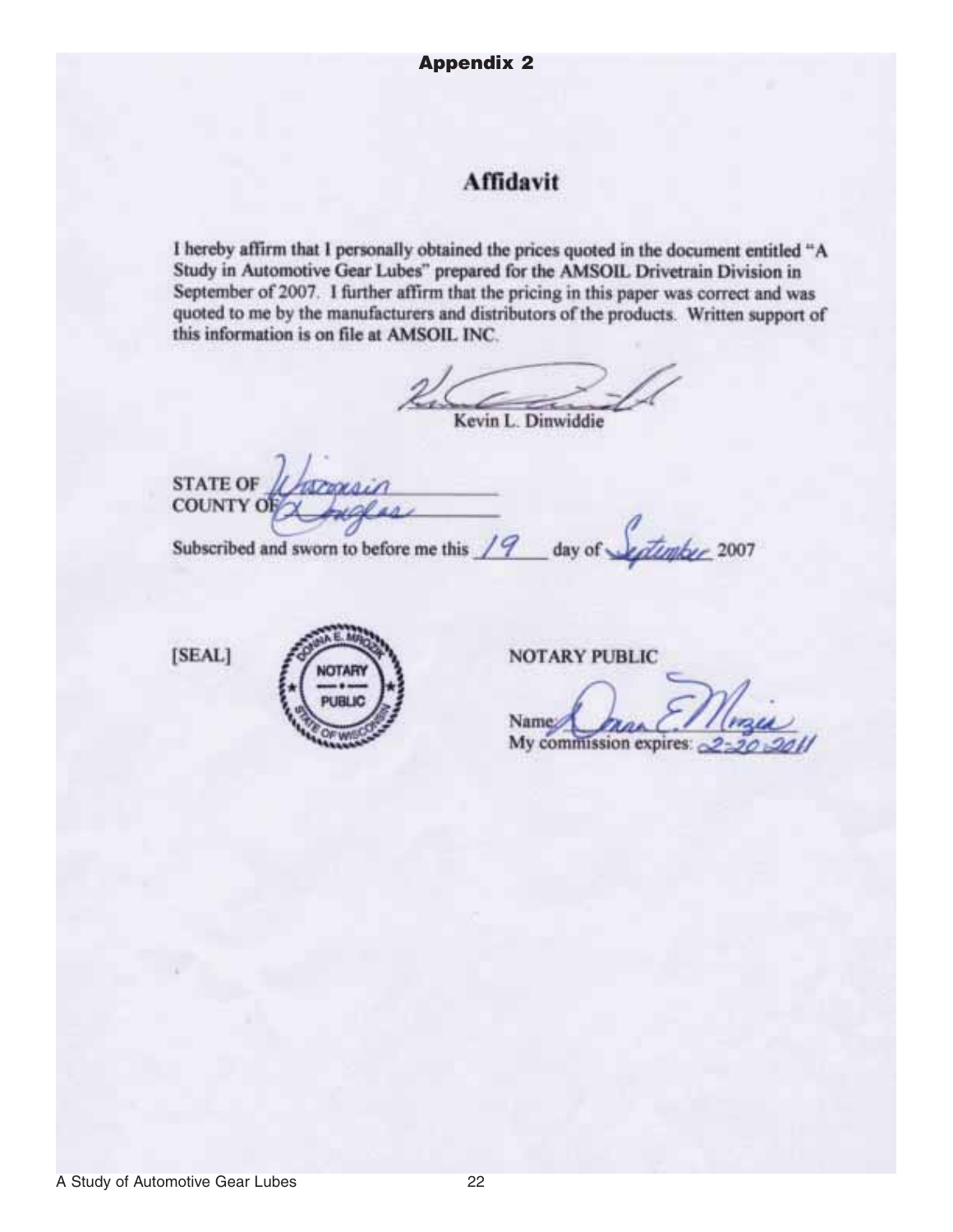## Appendix 2

# Affidavit

I hereby affirm that I personally obtained the prices quoted in the document entitled "A Study in Automotive Gear Lubes" prepared for the AMSOIL Drivetrain Division in September of 2007. I further affirm that the pricing in this paper was correct and was quoted to me by the manufacturers and distributors of the products. Written support of this information is on file at AMSOIL INC.

Kevin L. Dinwiddie

STATE OF Wisconsin
COUNTY OF Douglas

Subscribed and sworn to before me this 19 day of September 2007

[SEAL]

NOTARY PUBLIC

Name: Donna E. Mroza
My commission expires: 2-20-2011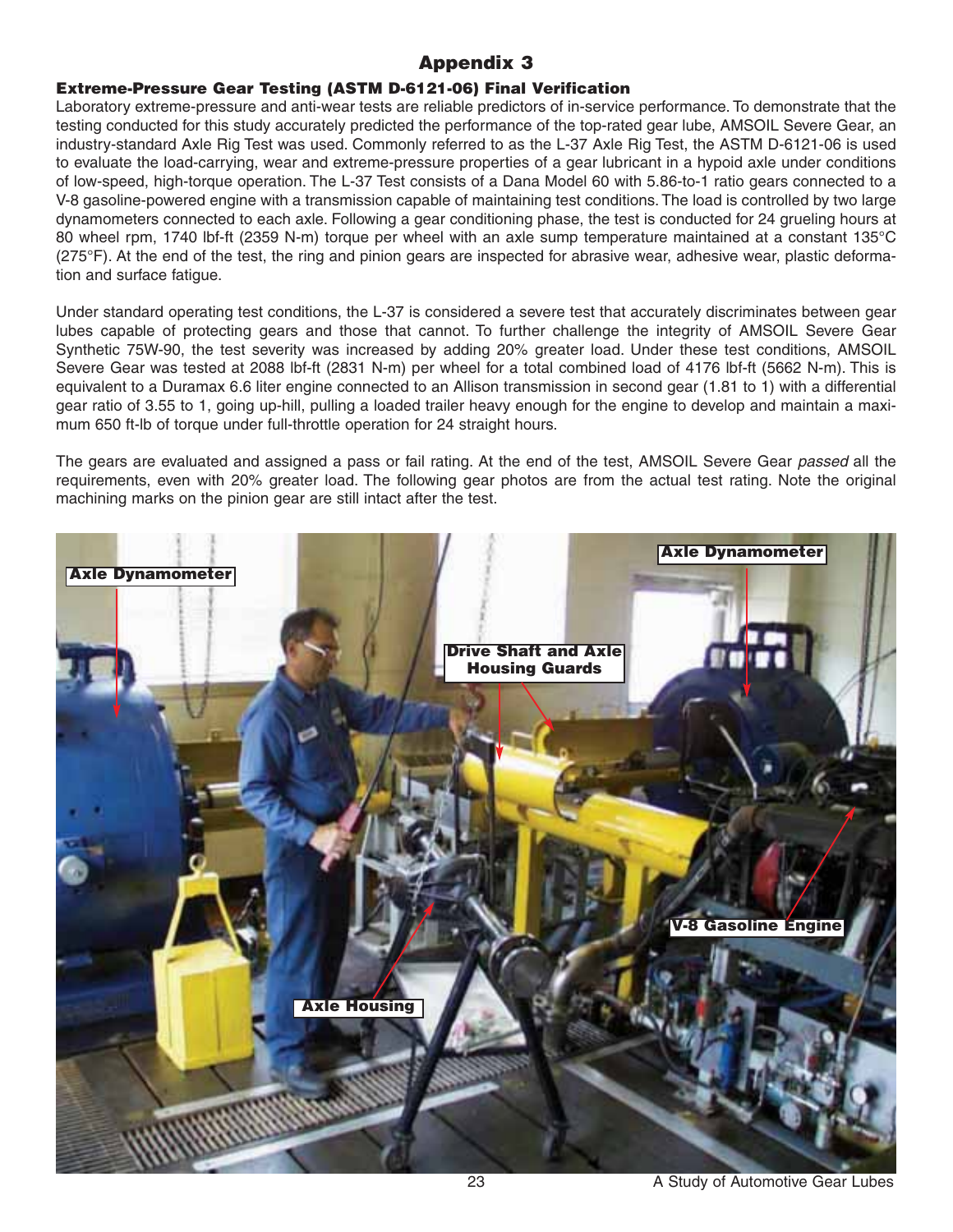# Appendix 3

## Extreme-Pressure Gear Testing (ASTM D-6121-06) Final Verification

Laboratory extreme-pressure and anti-wear tests are reliable predictors of in-service performance. To demonstrate that the testing conducted for this study accurately predicted the performance of the top-rated gear lube, AMSOIL Severe Gear, an industry-standard Axle Rig Test was used. Commonly referred to as the L-37 Axle Rig Test, the ASTM D-6121-06 is used to evaluate the load-carrying, wear and extreme-pressure properties of a gear lubricant in a hypoid axle under conditions of low-speed, high-torque operation. The L-37 Test consists of a Dana Model 60 with 5.86-to-1 ratio gears connected to a V-8 gasoline-powered engine with a transmission capable of maintaining test conditions. The load is controlled by two large dynamometers connected to each axle. Following a gear conditioning phase, the test is conducted for 24 grueling hours at 80 wheel rpm, 1740 lbf-ft (2359 N-m) torque per wheel with an axle sump temperature maintained at a constant 135°C (275°F). At the end of the test, the ring and pinion gears are inspected for abrasive wear, adhesive wear, plastic deformation and surface fatigue.

Under standard operating test conditions, the L-37 is considered a severe test that accurately discriminates between gear lubes capable of protecting gears and those that cannot. To further challenge the integrity of AMSOIL Severe Gear Synthetic 75W-90, the test severity was increased by adding 20% greater load. Under these test conditions, AMSOIL Severe Gear was tested at 2088 lbf-ft (2831 N-m) per wheel for a total combined load of 4176 lbf-ft (5662 N-m). This is equivalent to a Duramax 6.6 liter engine connected to an Allison transmission in second gear (1.81 to 1) with a differential gear ratio of 3.55 to 1, going up-hill, pulling a loaded trailer heavy enough for the engine to develop and maintain a maximum 650 ft-lb of torque under full-throttle operation for 24 straight hours.

The gears are evaluated and assigned a pass or fail rating. At the end of the test, AMSOIL Severe Gear *passed* all the requirements, even with 20% greater load. The following gear photos are from the actual test rating. Note the original machining marks on the pinion gear are still intact after the test.

Axle Dynamometer

Axle Dynamometer

Drive Shaft and Axle Housing Guards

V-8 Gasoline Engine

Axle Housing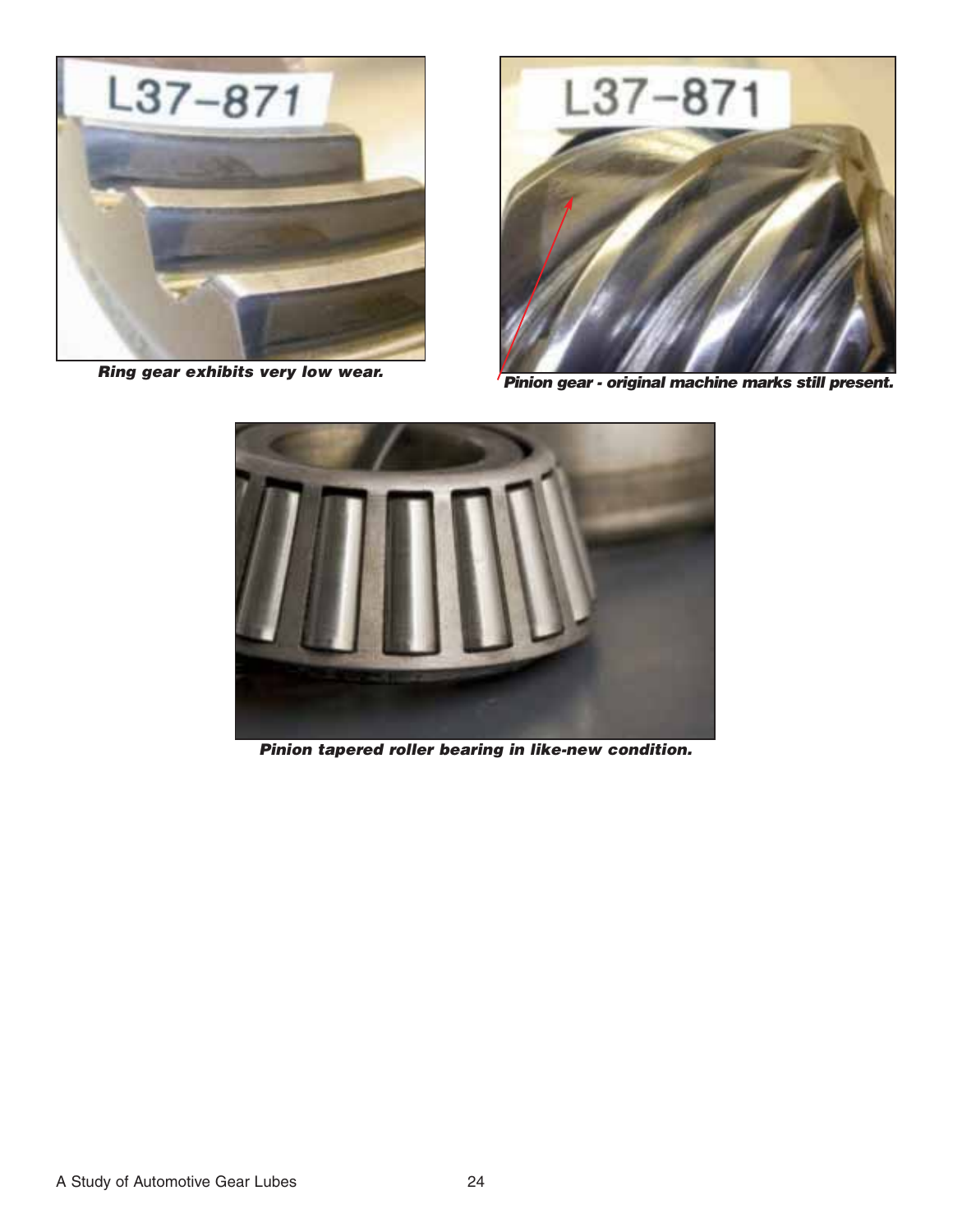***Ring gear exhibits very low wear.***

***Pinion gear - original machine marks still present.***

***Pinion tapered roller bearing in like-new condition.***